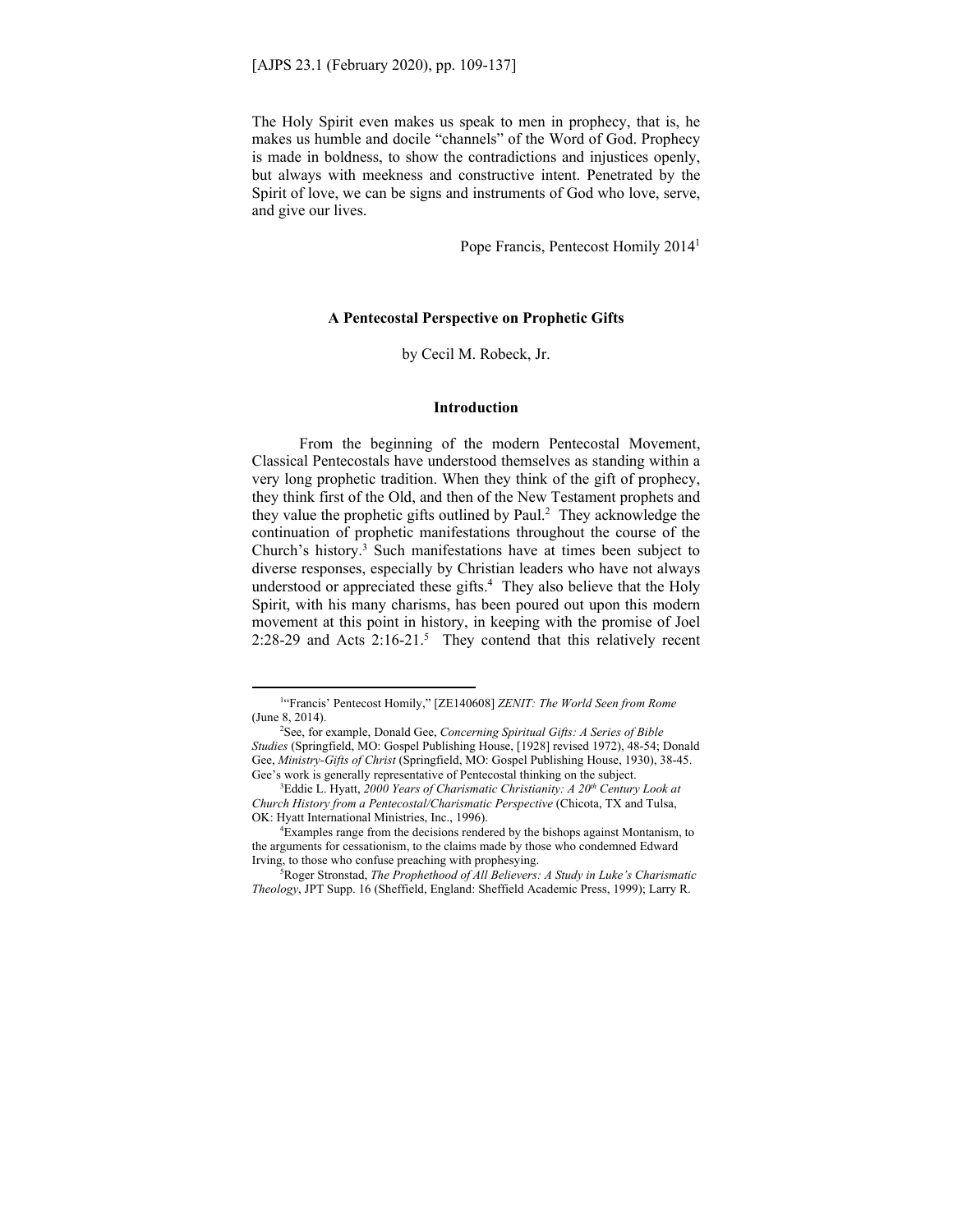The Holy Spirit even makes us speak to men in prophecy, that is, he makes us humble and docile "channels" of the Word of God. Prophecy is made in boldness, to show the contradictions and injustices openly, but always with meekness and constructive intent. Penetrated by the Spirit of love, we can be signs and instruments of God who love, serve, and give our lives.

Pope Francis, Pentecost Homily 2014[1]

# A Pentecostal Perspective on Prophetic Gifts

by Cecil M. Robeck, Jr.

## Introduction

From the beginning of the modern Pentecostal Movement, Classical Pentecostals have understood themselves as standing within a very long prophetic tradition. When they think of the gift of prophecy, they think first of the Old, and then of the New Testament prophets and they value the prophetic gifts outlined by Paul.[2] They acknowledge the continuation of prophetic manifestations throughout the course of the Church's history.[3] Such manifestations have at times been subject to diverse responses, especially by Christian leaders who have not always understood or appreciated these gifts.[4] They also believe that the Holy Spirit, with his many charisms, has been poured out upon this modern movement at this point in history, in keeping with the promise of Joel 2:28-29 and Acts 2:16-21.[5] They contend that this relatively recent

---

[1] "Francis' Pentecost Homily," [ZE140608] *ZENIT: The World Seen from Rome* (June 8, 2014).

[2] See, for example, Donald Gee, *Concerning Spiritual Gifts: A Series of Bible Studies* (Springfield, MO: Gospel Publishing House, [1928] revised 1972), 48-54; Donald Gee, *Ministry-Gifts of Christ* (Springfield, MO: Gospel Publishing House, 1930), 38-45. Gee's work is generally representative of Pentecostal thinking on the subject.

[3] Eddie L. Hyatt, *2000 Years of Charismatic Christianity: A 20th Century Look at Church History from a Pentecostal/Charismatic Perspective* (Chicota, TX and Tulsa, OK: Hyatt International Ministries, Inc., 1996).

[4] Examples range from the decisions rendered by the bishops against Montanism, to the arguments for cessationism, to the claims made by those who condemned Edward Irving, to those who confuse preaching with prophesying.

[5] Roger Stronstad, *The Prophethood of All Believers: A Study in Luke's Charismatic Theology*, JPT Supp. 16 (Sheffield, England: Sheffield Academic Press, 1999); Larry R.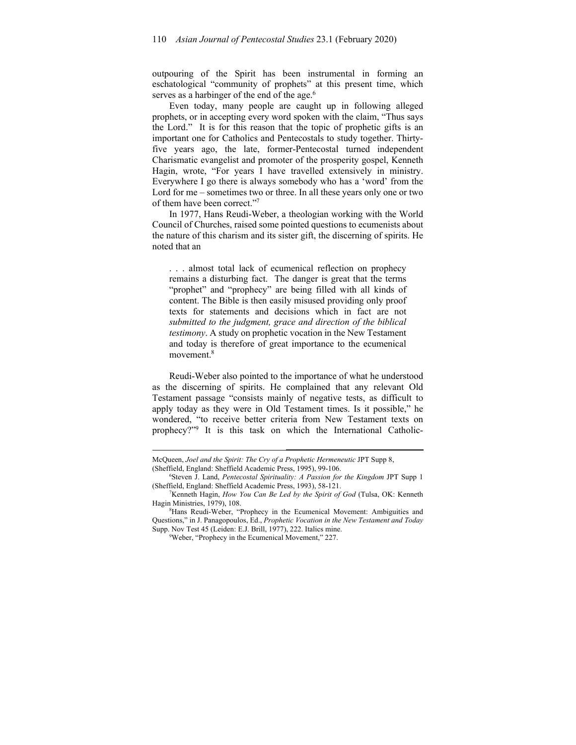outpouring of the Spirit has been instrumental in forming an eschatological "community of prophets" at this present time, which serves as a harbinger of the end of the age.[6]

Even today, many people are caught up in following alleged prophets, or in accepting every word spoken with the claim, "Thus says the Lord." It is for this reason that the topic of prophetic gifts is an important one for Catholics and Pentecostals to study together. Thirty-five years ago, the late, former-Pentecostal turned independent Charismatic evangelist and promoter of the prosperity gospel, Kenneth Hagin, wrote, "For years I have travelled extensively in ministry. Everywhere I go there is always somebody who has a 'word' from the Lord for me – sometimes two or three. In all these years only one or two of them have been correct."[7]

In 1977, Hans Reudi-Weber, a theologian working with the World Council of Churches, raised some pointed questions to ecumenists about the nature of this charism and its sister gift, the discerning of spirits. He noted that an

> . . . almost total lack of ecumenical reflection on prophecy remains a disturbing fact. The danger is great that the terms "prophet" and "prophecy" are being filled with all kinds of content. The Bible is then easily misused providing only proof texts for statements and decisions which in fact are not *submitted to the judgment, grace and direction of the biblical testimony*. A study on prophetic vocation in the New Testament and today is therefore of great importance to the ecumenical movement.[8]

Reudi-Weber also pointed to the importance of what he understood as the discerning of spirits. He complained that any relevant Old Testament passage "consists mainly of negative tests, as difficult to apply today as they were in Old Testament times. Is it possible," he wondered, "to receive better criteria from New Testament texts on prophecy?"[9] It is this task on which the International Catholic-

---

McQueen, *Joel and the Spirit: The Cry of a Prophetic Hermeneutic* JPT Supp 8, (Sheffield, England: Sheffield Academic Press, 1995), 99-106.

[6] Steven J. Land, *Pentecostal Spirituality: A Passion for the Kingdom* JPT Supp 1 (Sheffield, England: Sheffield Academic Press, 1993), 58-121.

[7] Kenneth Hagin, *How You Can Be Led by the Spirit of God* (Tulsa, OK: Kenneth Hagin Ministries, 1979), 108.

[8] Hans Reudi-Weber, "Prophecy in the Ecumenical Movement: Ambiguities and Questions," in J. Panagopoulos, Ed., *Prophetic Vocation in the New Testament and Today* Supp. Nov Test 45 (Leiden: E.J. Brill, 1977), 222. Italics mine.

[9] Weber, "Prophecy in the Ecumenical Movement," 227.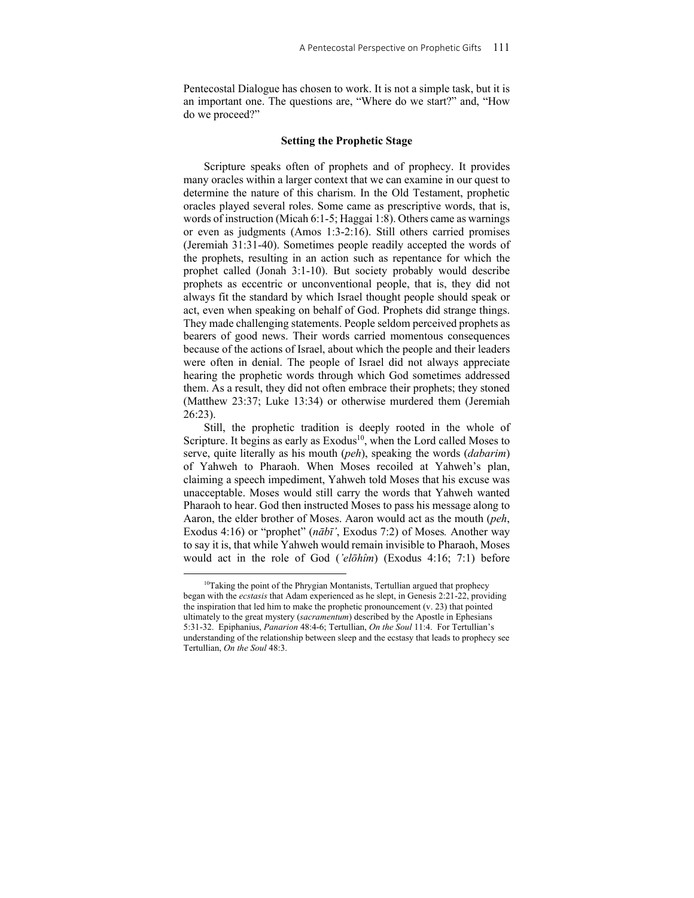Pentecostal Dialogue has chosen to work. It is not a simple task, but it is an important one. The questions are, "Where do we start?" and, "How do we proceed?"

## Setting the Prophetic Stage

Scripture speaks often of prophets and of prophecy. It provides many oracles within a larger context that we can examine in our quest to determine the nature of this charism. In the Old Testament, prophetic oracles played several roles. Some came as prescriptive words, that is, words of instruction (Micah 6:1-5; Haggai 1:8). Others came as warnings or even as judgments (Amos 1:3-2:16). Still others carried promises (Jeremiah 31:31-40). Sometimes people readily accepted the words of the prophets, resulting in an action such as repentance for which the prophet called (Jonah 3:1-10). But society probably would describe prophets as eccentric or unconventional people, that is, they did not always fit the standard by which Israel thought people should speak or act, even when speaking on behalf of God. Prophets did strange things. They made challenging statements. People seldom perceived prophets as bearers of good news. Their words carried momentous consequences because of the actions of Israel, about which the people and their leaders were often in denial. The people of Israel did not always appreciate hearing the prophetic words through which God sometimes addressed them. As a result, they did not often embrace their prophets; they stoned (Matthew 23:37; Luke 13:34) or otherwise murdered them (Jeremiah 26:23).

Still, the prophetic tradition is deeply rooted in the whole of Scripture. It begins as early as Exodus[10], when the Lord called Moses to serve, quite literally as his mouth (*peh*), speaking the words (*dabarim*) of Yahweh to Pharaoh. When Moses recoiled at Yahweh's plan, claiming a speech impediment, Yahweh told Moses that his excuse was unacceptable. Moses would still carry the words that Yahweh wanted Pharaoh to hear. God then instructed Moses to pass his message along to Aaron, the elder brother of Moses. Aaron would act as the mouth (*peh*, Exodus 4:16) or "prophet" (*nābī'*, Exodus 7:2) of Moses*.* Another way to say it is, that while Yahweh would remain invisible to Pharaoh, Moses would act in the role of God (*'elōhîm*) (Exodus 4:16; 7:1) before

---

[10]Taking the point of the Phrygian Montanists, Tertullian argued that prophecy began with the *ecstasis* that Adam experienced as he slept, in Genesis 2:21-22, providing the inspiration that led him to make the prophetic pronouncement (v. 23) that pointed ultimately to the great mystery (*sacramentum*) described by the Apostle in Ephesians 5:31-32. Epiphanius, *Panarion* 48:4-6; Tertullian, *On the Soul* 11:4. For Tertullian's understanding of the relationship between sleep and the ecstasy that leads to prophecy see Tertullian, *On the Soul* 48:3.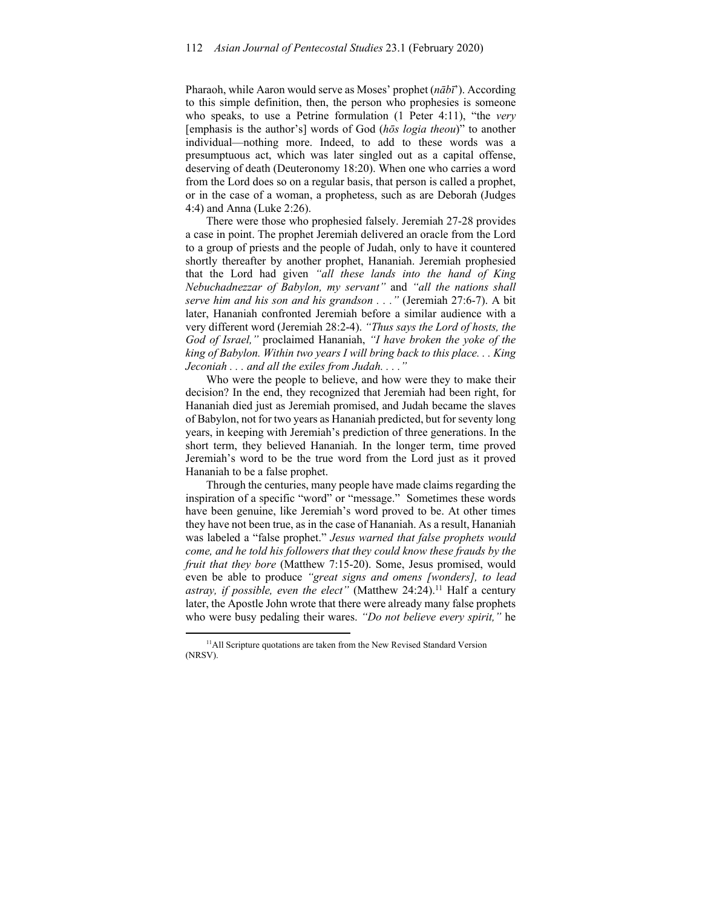Pharaoh, while Aaron would serve as Moses' prophet (*nābī'*). According to this simple definition, then, the person who prophesies is someone who speaks, to use a Petrine formulation (1 Peter 4:11), "the *very* [emphasis is the author's] words of God (*hōs logia theou*)" to another individual—nothing more. Indeed, to add to these words was a presumptuous act, which was later singled out as a capital offense, deserving of death (Deuteronomy 18:20). When one who carries a word from the Lord does so on a regular basis, that person is called a prophet, or in the case of a woman, a prophetess, such as are Deborah (Judges 4:4) and Anna (Luke 2:26).

There were those who prophesied falsely. Jeremiah 27-28 provides a case in point. The prophet Jeremiah delivered an oracle from the Lord to a group of priests and the people of Judah, only to have it countered shortly thereafter by another prophet, Hananiah. Jeremiah prophesied that the Lord had given *"all these lands into the hand of King Nebuchadnezzar of Babylon, my servant"* and *"all the nations shall serve him and his son and his grandson . . ."* (Jeremiah 27:6-7). A bit later, Hananiah confronted Jeremiah before a similar audience with a very different word (Jeremiah 28:2-4). *"Thus says the Lord of hosts, the God of Israel,"* proclaimed Hananiah, *"I have broken the yoke of the king of Babylon. Within two years I will bring back to this place. . . King Jeconiah . . . and all the exiles from Judah. . . ."*

Who were the people to believe, and how were they to make their decision? In the end, they recognized that Jeremiah had been right, for Hananiah died just as Jeremiah promised, and Judah became the slaves of Babylon, not for two years as Hananiah predicted, but for seventy long years, in keeping with Jeremiah's prediction of three generations. In the short term, they believed Hananiah. In the longer term, time proved Jeremiah's word to be the true word from the Lord just as it proved Hananiah to be a false prophet.

Through the centuries, many people have made claims regarding the inspiration of a specific "word" or "message." Sometimes these words have been genuine, like Jeremiah's word proved to be. At other times they have not been true, as in the case of Hananiah. As a result, Hananiah was labeled a "false prophet." *Jesus warned that false prophets would come, and he told his followers that they could know these frauds by the fruit that they bore* (Matthew 7:15-20). Some, Jesus promised, would even be able to produce *"great signs and omens [wonders], to lead astray, if possible, even the elect"* (Matthew 24:24).[11] Half a century later, the Apostle John wrote that there were already many false prophets who were busy pedaling their wares. *"Do not believe every spirit,"* he

[11]All Scripture quotations are taken from the New Revised Standard Version (NRSV).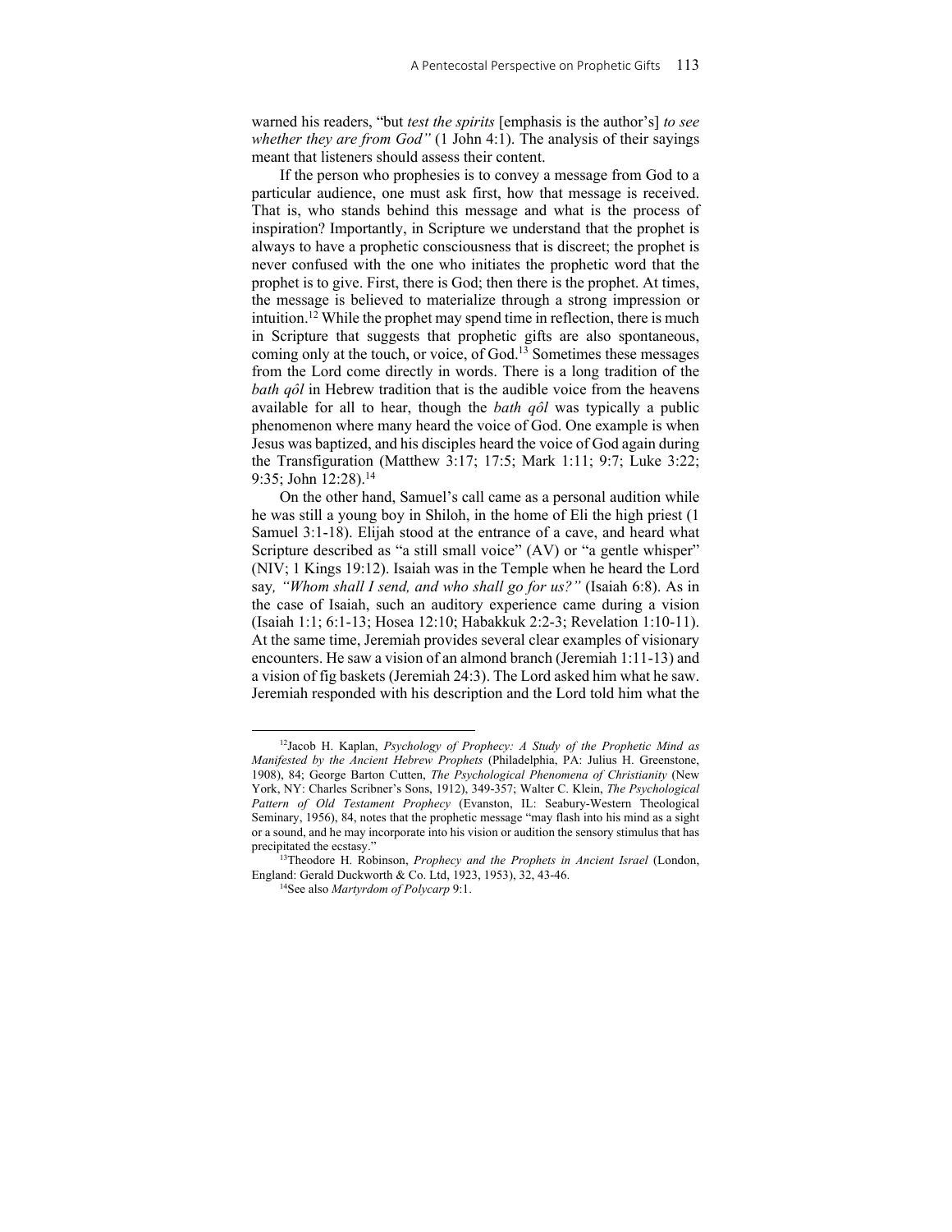warned his readers, "but *test the spirits* [emphasis is the author's] *to see whether they are from God"* (1 John 4:1). The analysis of their sayings meant that listeners should assess their content.

If the person who prophesies is to convey a message from God to a particular audience, one must ask first, how that message is received. That is, who stands behind this message and what is the process of inspiration? Importantly, in Scripture we understand that the prophet is always to have a prophetic consciousness that is discreet; the prophet is never confused with the one who initiates the prophetic word that the prophet is to give. First, there is God; then there is the prophet. At times, the message is believed to materialize through a strong impression or intuition.[12] While the prophet may spend time in reflection, there is much in Scripture that suggests that prophetic gifts are also spontaneous, coming only at the touch, or voice, of God.[13] Sometimes these messages from the Lord come directly in words. There is a long tradition of the *bath qôl* in Hebrew tradition that is the audible voice from the heavens available for all to hear, though the *bath qôl* was typically a public phenomenon where many heard the voice of God. One example is when Jesus was baptized, and his disciples heard the voice of God again during the Transfiguration (Matthew 3:17; 17:5; Mark 1:11; 9:7; Luke 3:22; 9:35; John 12:28).[14]

On the other hand, Samuel's call came as a personal audition while he was still a young boy in Shiloh, in the home of Eli the high priest (1 Samuel 3:1-18). Elijah stood at the entrance of a cave, and heard what Scripture described as "a still small voice" (AV) or "a gentle whisper" (NIV; 1 Kings 19:12). Isaiah was in the Temple when he heard the Lord say*, "Whom shall I send, and who shall go for us?"* (Isaiah 6:8). As in the case of Isaiah, such an auditory experience came during a vision (Isaiah 1:1; 6:1-13; Hosea 12:10; Habakkuk 2:2-3; Revelation 1:10-11). At the same time, Jeremiah provides several clear examples of visionary encounters. He saw a vision of an almond branch (Jeremiah 1:11-13) and a vision of fig baskets (Jeremiah 24:3). The Lord asked him what he saw. Jeremiah responded with his description and the Lord told him what the

---

[12]Jacob H. Kaplan, *Psychology of Prophecy: A Study of the Prophetic Mind as Manifested by the Ancient Hebrew Prophets* (Philadelphia, PA: Julius H. Greenstone, 1908), 84; George Barton Cutten, *The Psychological Phenomena of Christianity* (New York, NY: Charles Scribner's Sons, 1912), 349-357; Walter C. Klein, *The Psychological Pattern of Old Testament Prophecy* (Evanston, IL: Seabury-Western Theological Seminary, 1956), 84, notes that the prophetic message "may flash into his mind as a sight or a sound, and he may incorporate into his vision or audition the sensory stimulus that has precipitated the ecstasy."

[13]Theodore H. Robinson, *Prophecy and the Prophets in Ancient Israel* (London, England: Gerald Duckworth & Co. Ltd, 1923, 1953), 32, 43-46.

[14]See also *Martyrdom of Polycarp* 9:1.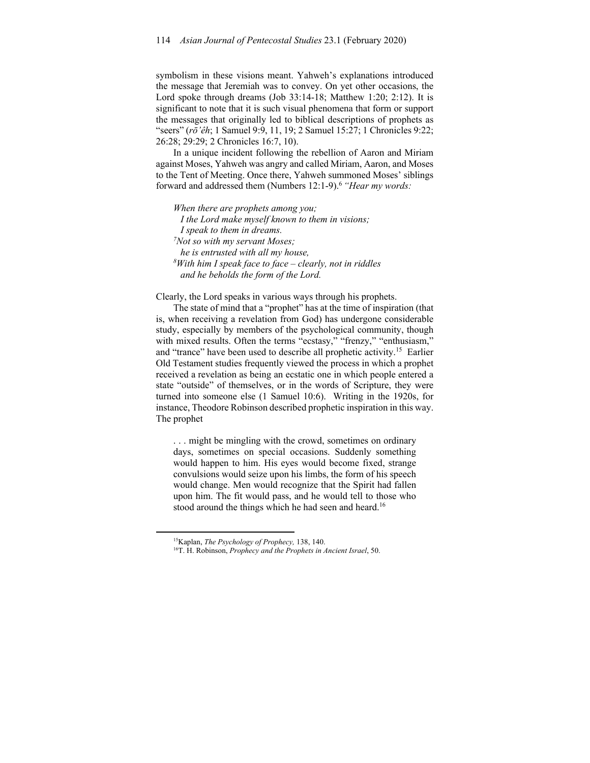symbolism in these visions meant. Yahweh's explanations introduced the message that Jeremiah was to convey. On yet other occasions, the Lord spoke through dreams (Job 33:14-18; Matthew 1:20; 2:12). It is significant to note that it is such visual phenomena that form or support the messages that originally led to biblical descriptions of prophets as "seers" (*rōʾêh*; 1 Samuel 9:9, 11, 19; 2 Samuel 15:27; 1 Chronicles 9:22; 26:28; 29:29; 2 Chronicles 16:7, 10).

In a unique incident following the rebellion of Aaron and Miriam against Moses, Yahweh was angry and called Miriam, Aaron, and Moses to the Tent of Meeting. Once there, Yahweh summoned Moses' siblings forward and addressed them (Numbers 12:1-9).[6] *"Hear my words:*

> *When there are prophets among you;*
> *I the Lord make myself known to them in visions;*
> *I speak to them in dreams.*
> [7]*Not so with my servant Moses;*
> *he is entrusted with all my house,*
> [8]*With him I speak face to face – clearly, not in riddles*
> *and he beholds the form of the Lord.*

Clearly, the Lord speaks in various ways through his prophets.

The state of mind that a "prophet" has at the time of inspiration (that is, when receiving a revelation from God) has undergone considerable study, especially by members of the psychological community, though with mixed results. Often the terms "ecstasy," "frenzy," "enthusiasm," and "trance" have been used to describe all prophetic activity.[15] Earlier Old Testament studies frequently viewed the process in which a prophet received a revelation as being an ecstatic one in which people entered a state "outside" of themselves, or in the words of Scripture, they were turned into someone else (1 Samuel 10:6). Writing in the 1920s, for instance, Theodore Robinson described prophetic inspiration in this way. The prophet

> . . . might be mingling with the crowd, sometimes on ordinary days, sometimes on special occasions. Suddenly something would happen to him. His eyes would become fixed, strange convulsions would seize upon his limbs, the form of his speech would change. Men would recognize that the Spirit had fallen upon him. The fit would pass, and he would tell to those who stood around the things which he had seen and heard.[16]

---

[15]Kaplan, *The Psychology of Prophecy,* 138, 140.

[16]T. H. Robinson, *Prophecy and the Prophets in Ancient Israel*, 50.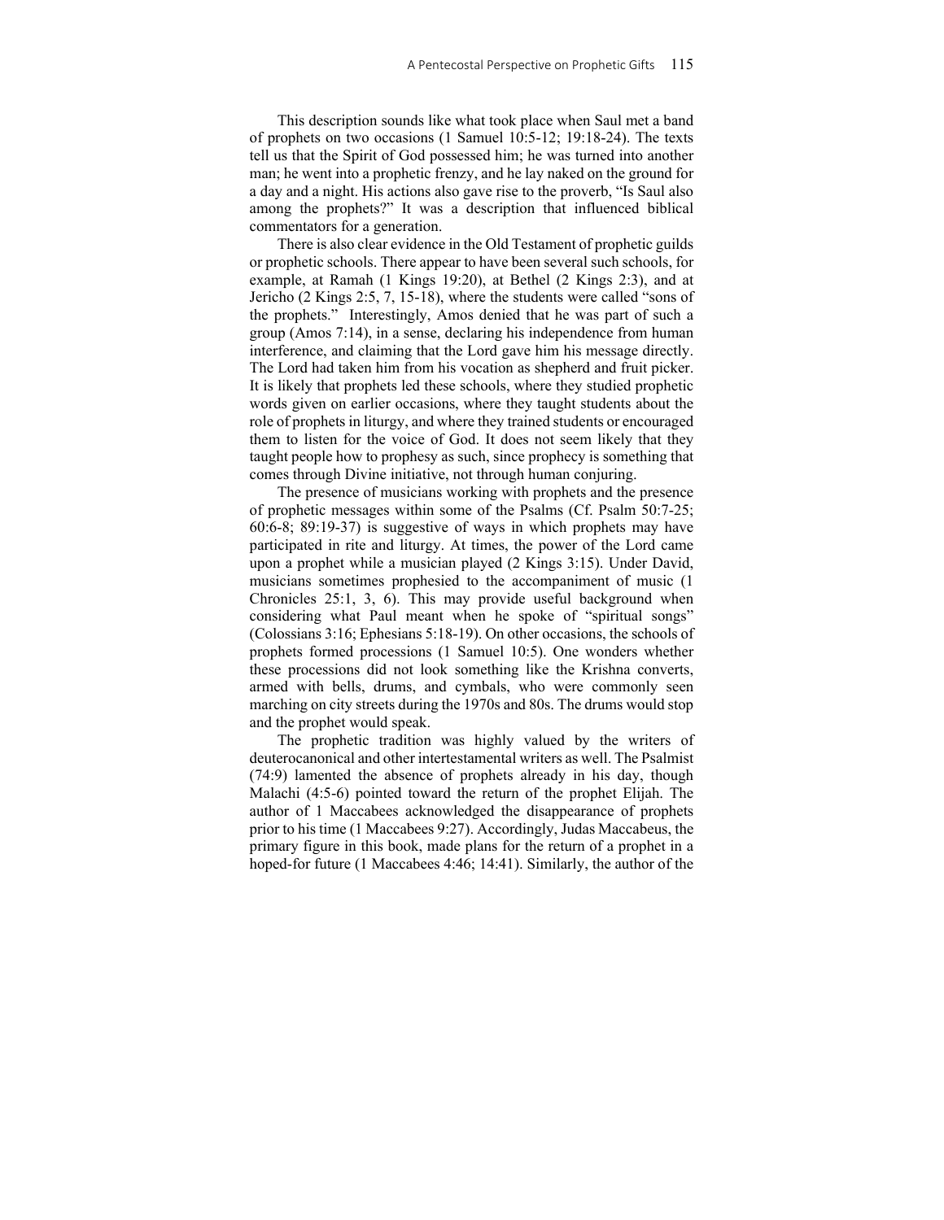This description sounds like what took place when Saul met a band of prophets on two occasions (1 Samuel 10:5-12; 19:18-24). The texts tell us that the Spirit of God possessed him; he was turned into another man; he went into a prophetic frenzy, and he lay naked on the ground for a day and a night. His actions also gave rise to the proverb, "Is Saul also among the prophets?" It was a description that influenced biblical commentators for a generation.

There is also clear evidence in the Old Testament of prophetic guilds or prophetic schools. There appear to have been several such schools, for example, at Ramah (1 Kings 19:20), at Bethel (2 Kings 2:3), and at Jericho (2 Kings 2:5, 7, 15-18), where the students were called "sons of the prophets." Interestingly, Amos denied that he was part of such a group (Amos 7:14), in a sense, declaring his independence from human interference, and claiming that the Lord gave him his message directly. The Lord had taken him from his vocation as shepherd and fruit picker. It is likely that prophets led these schools, where they studied prophetic words given on earlier occasions, where they taught students about the role of prophets in liturgy, and where they trained students or encouraged them to listen for the voice of God. It does not seem likely that they taught people how to prophesy as such, since prophecy is something that comes through Divine initiative, not through human conjuring.

The presence of musicians working with prophets and the presence of prophetic messages within some of the Psalms (Cf. Psalm 50:7-25; 60:6-8; 89:19-37) is suggestive of ways in which prophets may have participated in rite and liturgy. At times, the power of the Lord came upon a prophet while a musician played (2 Kings 3:15). Under David, musicians sometimes prophesied to the accompaniment of music (1 Chronicles 25:1, 3, 6). This may provide useful background when considering what Paul meant when he spoke of "spiritual songs" (Colossians 3:16; Ephesians 5:18-19). On other occasions, the schools of prophets formed processions (1 Samuel 10:5). One wonders whether these processions did not look something like the Krishna converts, armed with bells, drums, and cymbals, who were commonly seen marching on city streets during the 1970s and 80s. The drums would stop and the prophet would speak.

The prophetic tradition was highly valued by the writers of deuterocanonical and other intertestamental writers as well. The Psalmist (74:9) lamented the absence of prophets already in his day, though Malachi (4:5-6) pointed toward the return of the prophet Elijah. The author of 1 Maccabees acknowledged the disappearance of prophets prior to his time (1 Maccabees 9:27). Accordingly, Judas Maccabeus, the primary figure in this book, made plans for the return of a prophet in a hoped-for future (1 Maccabees 4:46; 14:41). Similarly, the author of the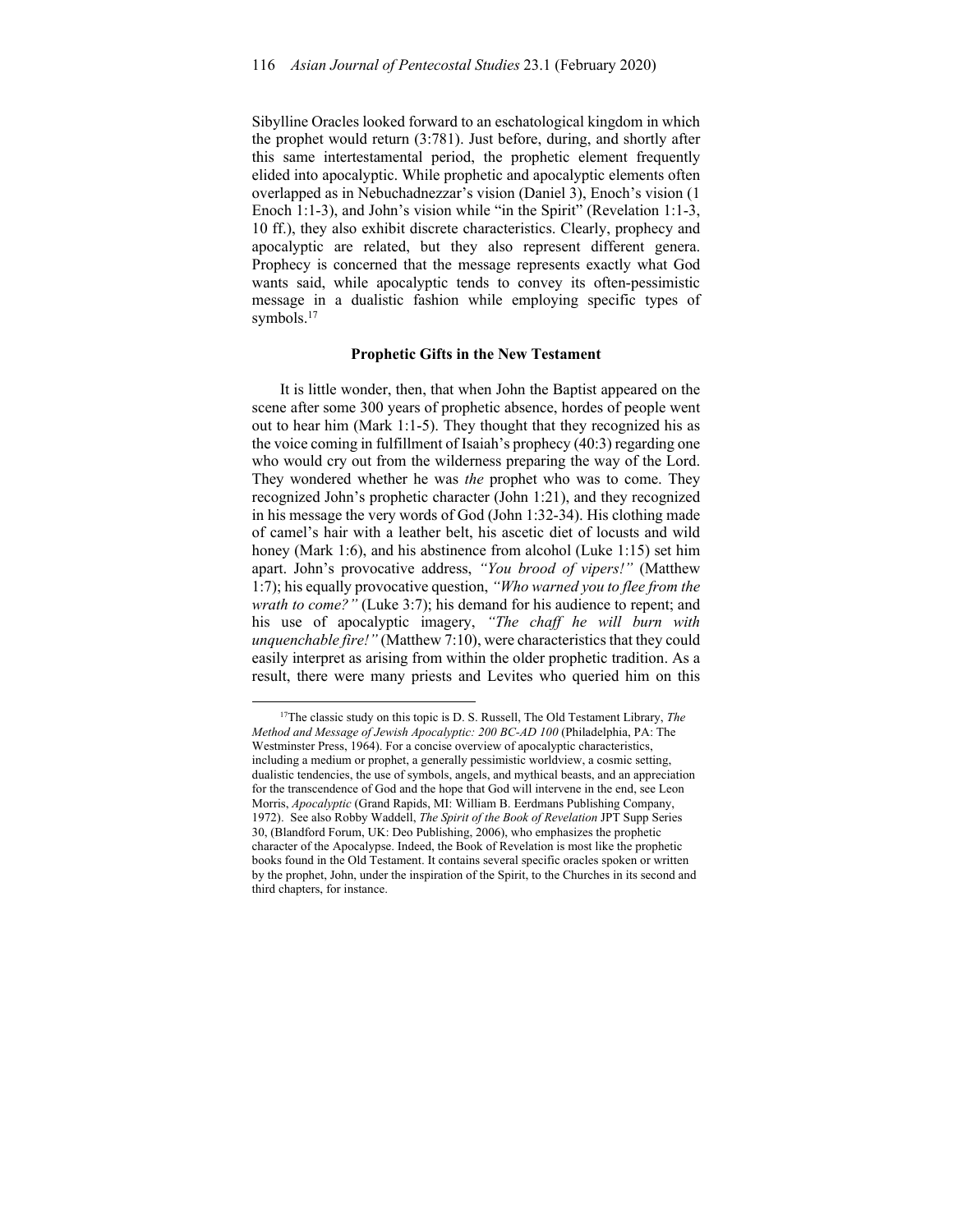Sibylline Oracles looked forward to an eschatological kingdom in which the prophet would return (3:781). Just before, during, and shortly after this same intertestamental period, the prophetic element frequently elided into apocalyptic. While prophetic and apocalyptic elements often overlapped as in Nebuchadnezzar's vision (Daniel 3), Enoch's vision (1 Enoch 1:1-3), and John's vision while "in the Spirit" (Revelation 1:1-3, 10 ff.), they also exhibit discrete characteristics. Clearly, prophecy and apocalyptic are related, but they also represent different genera. Prophecy is concerned that the message represents exactly what God wants said, while apocalyptic tends to convey its often-pessimistic message in a dualistic fashion while employing specific types of symbols.[17]

**Prophetic Gifts in the New Testament**

It is little wonder, then, that when John the Baptist appeared on the scene after some 300 years of prophetic absence, hordes of people went out to hear him (Mark 1:1-5). They thought that they recognized his as the voice coming in fulfillment of Isaiah's prophecy (40:3) regarding one who would cry out from the wilderness preparing the way of the Lord. They wondered whether he was *the* prophet who was to come. They recognized John's prophetic character (John 1:21), and they recognized in his message the very words of God (John 1:32-34). His clothing made of camel's hair with a leather belt, his ascetic diet of locusts and wild honey (Mark 1:6), and his abstinence from alcohol (Luke 1:15) set him apart. John's provocative address, *"You brood of vipers!"* (Matthew 1:7); his equally provocative question, *"Who warned you to flee from the wrath to come?"* (Luke 3:7); his demand for his audience to repent; and his use of apocalyptic imagery, *"The chaff he will burn with unquenchable fire!"* (Matthew 7:10), were characteristics that they could easily interpret as arising from within the older prophetic tradition. As a result, there were many priests and Levites who queried him on this

---

[17]The classic study on this topic is D. S. Russell, The Old Testament Library, *The Method and Message of Jewish Apocalyptic: 200 BC-AD 100* (Philadelphia, PA: The Westminster Press, 1964). For a concise overview of apocalyptic characteristics, including a medium or prophet, a generally pessimistic worldview, a cosmic setting, dualistic tendencies, the use of symbols, angels, and mythical beasts, and an appreciation for the transcendence of God and the hope that God will intervene in the end, see Leon Morris, *Apocalyptic* (Grand Rapids, MI: William B. Eerdmans Publishing Company, 1972). See also Robby Waddell, *The Spirit of the Book of Revelation* JPT Supp Series 30, (Blandford Forum, UK: Deo Publishing, 2006), who emphasizes the prophetic character of the Apocalypse. Indeed, the Book of Revelation is most like the prophetic books found in the Old Testament. It contains several specific oracles spoken or written by the prophet, John, under the inspiration of the Spirit, to the Churches in its second and third chapters, for instance.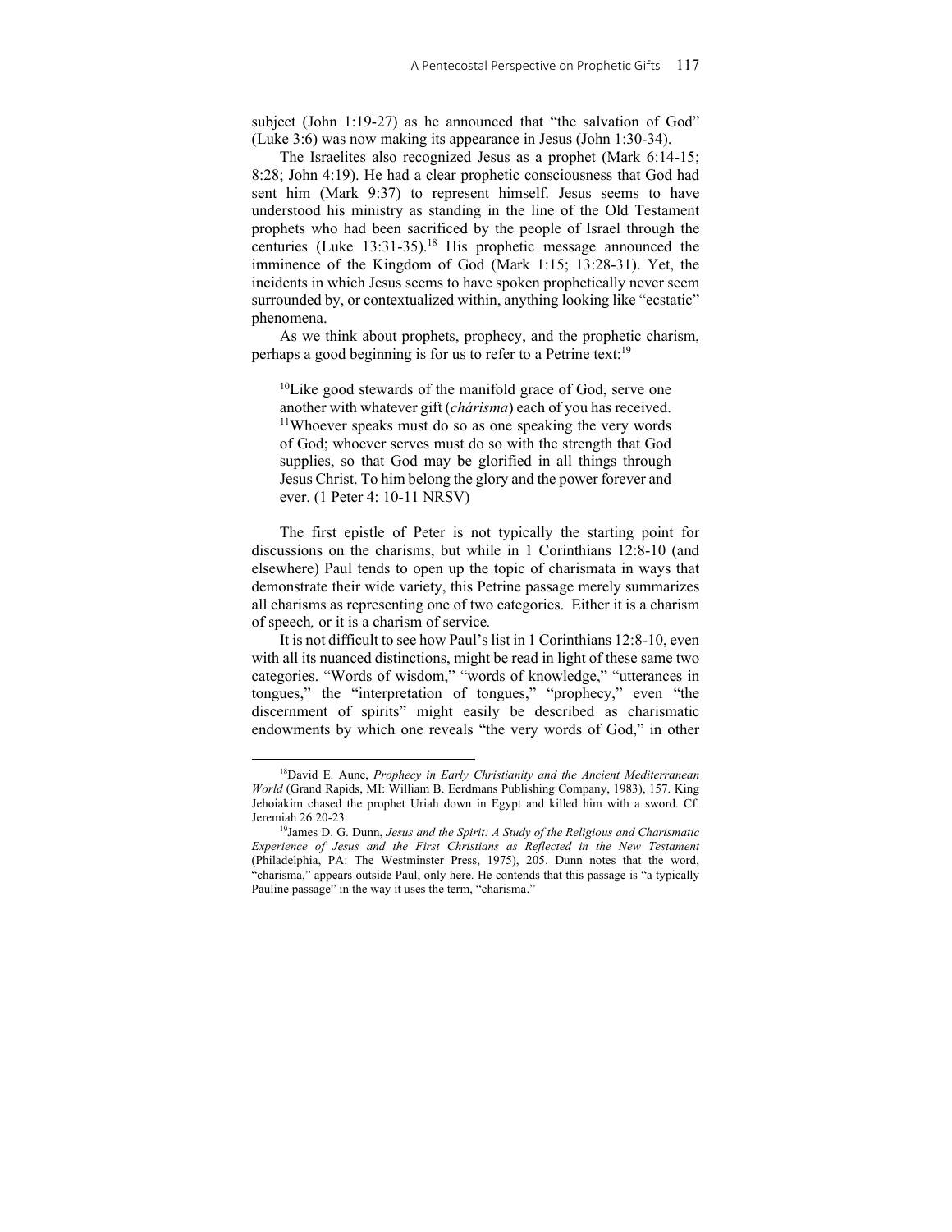subject (John 1:19-27) as he announced that "the salvation of God" (Luke 3:6) was now making its appearance in Jesus (John 1:30-34).

The Israelites also recognized Jesus as a prophet (Mark 6:14-15; 8:28; John 4:19). He had a clear prophetic consciousness that God had sent him (Mark 9:37) to represent himself. Jesus seems to have understood his ministry as standing in the line of the Old Testament prophets who had been sacrificed by the people of Israel through the centuries (Luke 13:31-35).[18] His prophetic message announced the imminence of the Kingdom of God (Mark 1:15; 13:28-31). Yet, the incidents in which Jesus seems to have spoken prophetically never seem surrounded by, or contextualized within, anything looking like "ecstatic" phenomena.

As we think about prophets, prophecy, and the prophetic charism, perhaps a good beginning is for us to refer to a Petrine text:[19]

> [10]Like good stewards of the manifold grace of God, serve one another with whatever gift (*chárisma*) each of you has received. [11]Whoever speaks must do so as one speaking the very words of God; whoever serves must do so with the strength that God supplies, so that God may be glorified in all things through Jesus Christ. To him belong the glory and the power forever and ever. (1 Peter 4: 10-11 NRSV)

The first epistle of Peter is not typically the starting point for discussions on the charisms, but while in 1 Corinthians 12:8-10 (and elsewhere) Paul tends to open up the topic of charismata in ways that demonstrate their wide variety, this Petrine passage merely summarizes all charisms as representing one of two categories. Either it is a charism of speech*,* or it is a charism of service*.*

It is not difficult to see how Paul's list in 1 Corinthians 12:8-10, even with all its nuanced distinctions, might be read in light of these same two categories. "Words of wisdom," "words of knowledge," "utterances in tongues," the "interpretation of tongues," "prophecy," even "the discernment of spirits" might easily be described as charismatic endowments by which one reveals "the very words of God," in other

---

[18]David E. Aune, *Prophecy in Early Christianity and the Ancient Mediterranean World* (Grand Rapids, MI: William B. Eerdmans Publishing Company, 1983), 157. King Jehoiakim chased the prophet Uriah down in Egypt and killed him with a sword. Cf. Jeremiah 26:20-23.

[19]James D. G. Dunn, *Jesus and the Spirit: A Study of the Religious and Charismatic Experience of Jesus and the First Christians as Reflected in the New Testament* (Philadelphia, PA: The Westminster Press, 1975), 205. Dunn notes that the word, "charisma," appears outside Paul, only here. He contends that this passage is "a typically Pauline passage" in the way it uses the term, "charisma."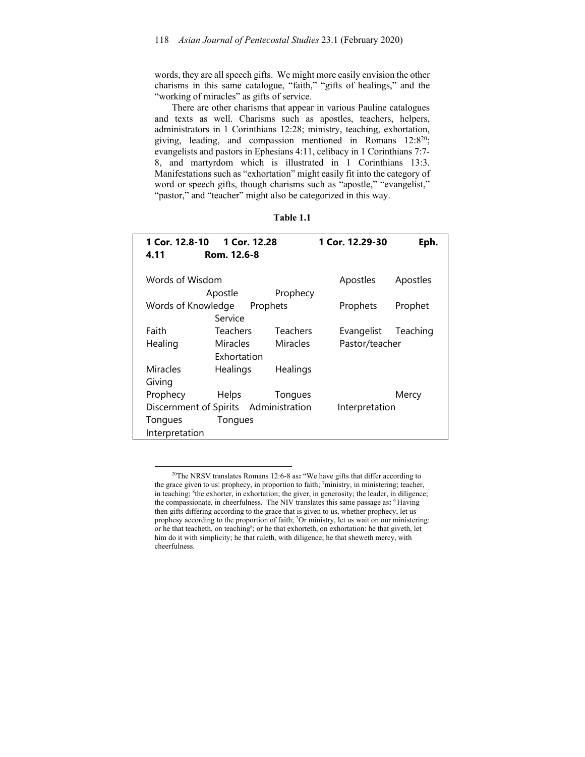words, they are all speech gifts. We might more easily envision the other charisms in this same catalogue, "faith," "gifts of healings," and the "working of miracles" as gifts of service.

There are other charisms that appear in various Pauline catalogues and texts as well. Charisms such as apostles, teachers, helpers, administrators in 1 Corinthians 12:28; ministry, teaching, exhortation, giving, leading, and compassion mentioned in Romans 12:8[20]; evangelists and pastors in Ephesians 4:11, celibacy in 1 Corinthians 7:7-8, and martyrdom which is illustrated in 1 Corinthians 13:3. Manifestations such as "exhortation" might easily fit into the category of word or speech gifts, though charisms such as "apostle," "evangelist," "pastor," and "teacher" might also be categorized in this way.

**Table 1.1**

| **1 Cor. 12.8-10** | **1 Cor. 12.28** | **1 Cor. 12.29-30** | **Eph. 4.11** | **Rom. 12.6-8** |
|---|---|---|---|---|
| Words of Wisdom | | | Apostles | Apostles |
| | Apostle | Prophecy | | |
| Words of Knowledge | Prophets | | Prophets | Prophet |
| | Service | | | |
| Faith | Teachers | Teachers | Evangelist | Teaching |
| Healing | Miracles | Miracles | Pastor/teacher | |
| | Exhortation | | | |
| Miracles | Healings | Healings | | |
| Giving | | | | |
| Prophecy | Helps | Tongues | | Mercy |
| Discernment of Spirits | Administration | | Interpretation | |
| Tongues | Tongues | | | |
| Interpretation | | | | |

[20]The NRSV translates Romans 12:6-8 as**:** "We have gifts that differ according to the grace given to us: prophecy, in proportion to faith; [7]ministry, in ministering; teacher, in teaching; [8]the exhorter, in exhortation; the giver, in generosity; the leader, in diligence; the compassionate, in cheerfulness. The NIV translates this same passage as**:** [6] Having then gifts differing according to the grace that is given to us, whether prophecy, let us prophesy according to the proportion of faith; [7]Or ministry, let us wait on our ministering: or he that teacheth, on teaching[8]; or he that exhorteth, on exhortation: he that giveth, let him do it with simplicity; he that ruleth, with diligence; he that sheweth mercy, with cheerfulness.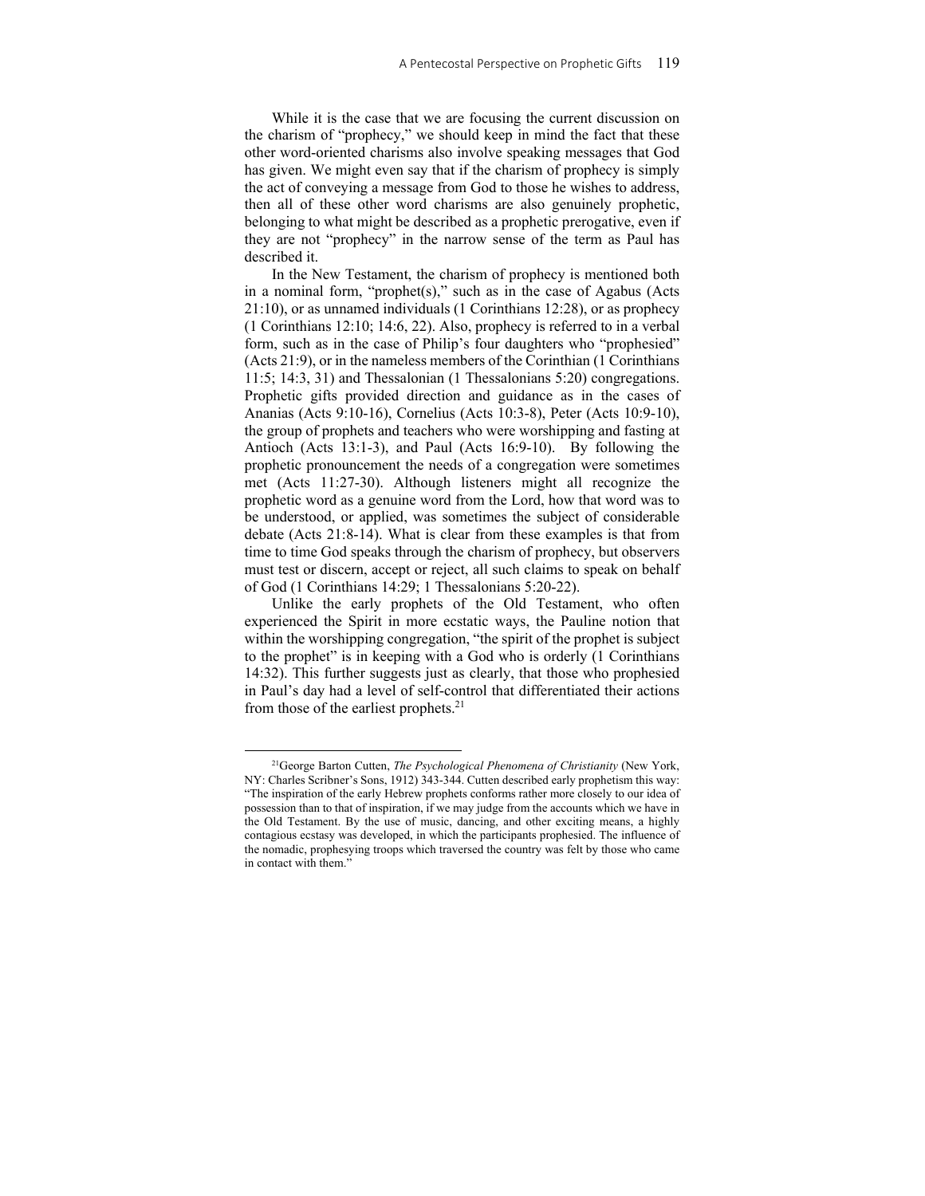While it is the case that we are focusing the current discussion on the charism of "prophecy," we should keep in mind the fact that these other word-oriented charisms also involve speaking messages that God has given. We might even say that if the charism of prophecy is simply the act of conveying a message from God to those he wishes to address, then all of these other word charisms are also genuinely prophetic, belonging to what might be described as a prophetic prerogative, even if they are not "prophecy" in the narrow sense of the term as Paul has described it.

In the New Testament, the charism of prophecy is mentioned both in a nominal form, "prophet(s)," such as in the case of Agabus (Acts 21:10), or as unnamed individuals (1 Corinthians 12:28), or as prophecy (1 Corinthians 12:10; 14:6, 22). Also, prophecy is referred to in a verbal form, such as in the case of Philip's four daughters who "prophesied" (Acts 21:9), or in the nameless members of the Corinthian (1 Corinthians 11:5; 14:3, 31) and Thessalonian (1 Thessalonians 5:20) congregations. Prophetic gifts provided direction and guidance as in the cases of Ananias (Acts 9:10-16), Cornelius (Acts 10:3-8), Peter (Acts 10:9-10), the group of prophets and teachers who were worshipping and fasting at Antioch (Acts 13:1-3), and Paul (Acts 16:9-10). By following the prophetic pronouncement the needs of a congregation were sometimes met (Acts 11:27-30). Although listeners might all recognize the prophetic word as a genuine word from the Lord, how that word was to be understood, or applied, was sometimes the subject of considerable debate (Acts 21:8-14). What is clear from these examples is that from time to time God speaks through the charism of prophecy, but observers must test or discern, accept or reject, all such claims to speak on behalf of God (1 Corinthians 14:29; 1 Thessalonians 5:20-22).

Unlike the early prophets of the Old Testament, who often experienced the Spirit in more ecstatic ways, the Pauline notion that within the worshipping congregation, "the spirit of the prophet is subject to the prophet" is in keeping with a God who is orderly (1 Corinthians 14:32). This further suggests just as clearly, that those who prophesied in Paul's day had a level of self-control that differentiated their actions from those of the earliest prophets.[21]

---

[21]George Barton Cutten, *The Psychological Phenomena of Christianity* (New York, NY: Charles Scribner's Sons, 1912) 343-344. Cutten described early prophetism this way: "The inspiration of the early Hebrew prophets conforms rather more closely to our idea of possession than to that of inspiration, if we may judge from the accounts which we have in the Old Testament. By the use of music, dancing, and other exciting means, a highly contagious ecstasy was developed, in which the participants prophesied. The influence of the nomadic, prophesying troops which traversed the country was felt by those who came in contact with them."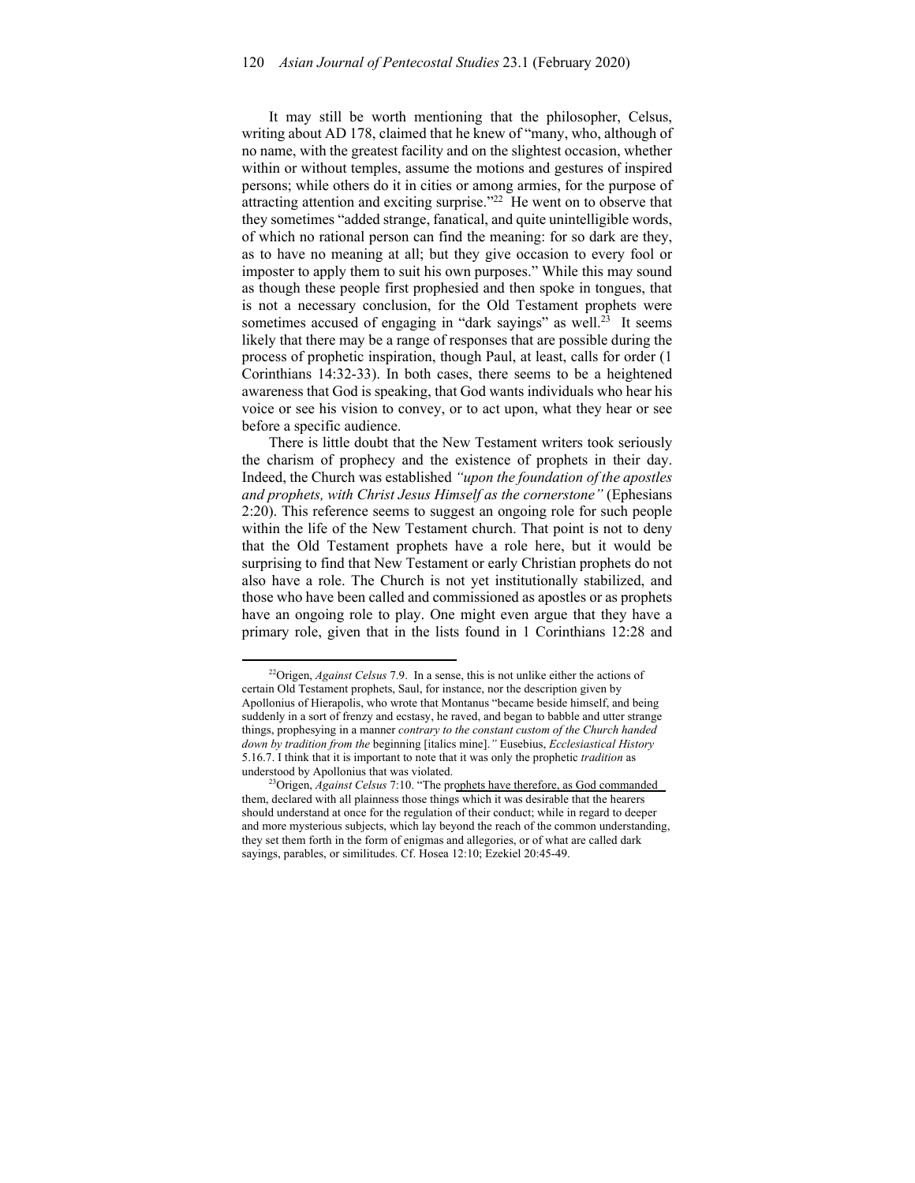It may still be worth mentioning that the philosopher, Celsus, writing about AD 178, claimed that he knew of "many, who, although of no name, with the greatest facility and on the slightest occasion, whether within or without temples, assume the motions and gestures of inspired persons; while others do it in cities or among armies, for the purpose of attracting attention and exciting surprise."[22] He went on to observe that they sometimes "added strange, fanatical, and quite unintelligible words, of which no rational person can find the meaning: for so dark are they, as to have no meaning at all; but they give occasion to every fool or imposter to apply them to suit his own purposes." While this may sound as though these people first prophesied and then spoke in tongues, that is not a necessary conclusion, for the Old Testament prophets were sometimes accused of engaging in "dark sayings" as well.[23] It seems likely that there may be a range of responses that are possible during the process of prophetic inspiration, though Paul, at least, calls for order (1 Corinthians 14:32-33). In both cases, there seems to be a heightened awareness that God is speaking, that God wants individuals who hear his voice or see his vision to convey, or to act upon, what they hear or see before a specific audience.

There is little doubt that the New Testament writers took seriously the charism of prophecy and the existence of prophets in their day. Indeed, the Church was established *"upon the foundation of the apostles and prophets, with Christ Jesus Himself as the cornerstone"* (Ephesians 2:20). This reference seems to suggest an ongoing role for such people within the life of the New Testament church. That point is not to deny that the Old Testament prophets have a role here, but it would be surprising to find that New Testament or early Christian prophets do not also have a role. The Church is not yet institutionally stabilized, and those who have been called and commissioned as apostles or as prophets have an ongoing role to play. One might even argue that they have a primary role, given that in the lists found in 1 Corinthians 12:28 and

---

[22] Origen, *Against Celsus* 7.9. In a sense, this is not unlike either the actions of certain Old Testament prophets, Saul, for instance, nor the description given by Apollonius of Hierapolis, who wrote that Montanus "became beside himself, and being suddenly in a sort of frenzy and ecstasy, he raved, and began to babble and utter strange things, prophesying in a manner *contrary to the constant custom of the Church handed down by tradition from the* beginning [italics mine]*."* Eusebius, *Ecclesiastical History* 5.16.7. I think that it is important to note that it was only the prophetic *tradition* as understood by Apollonius that was violated.

[23] Origen, *Against Celsus* 7:10. "The prophets have therefore, as God commanded them, declared with all plainness those things which it was desirable that the hearers should understand at once for the regulation of their conduct; while in regard to deeper and more mysterious subjects, which lay beyond the reach of the common understanding, they set them forth in the form of enigmas and allegories, or of what are called dark sayings, parables, or similitudes. Cf. Hosea 12:10; Ezekiel 20:45-49.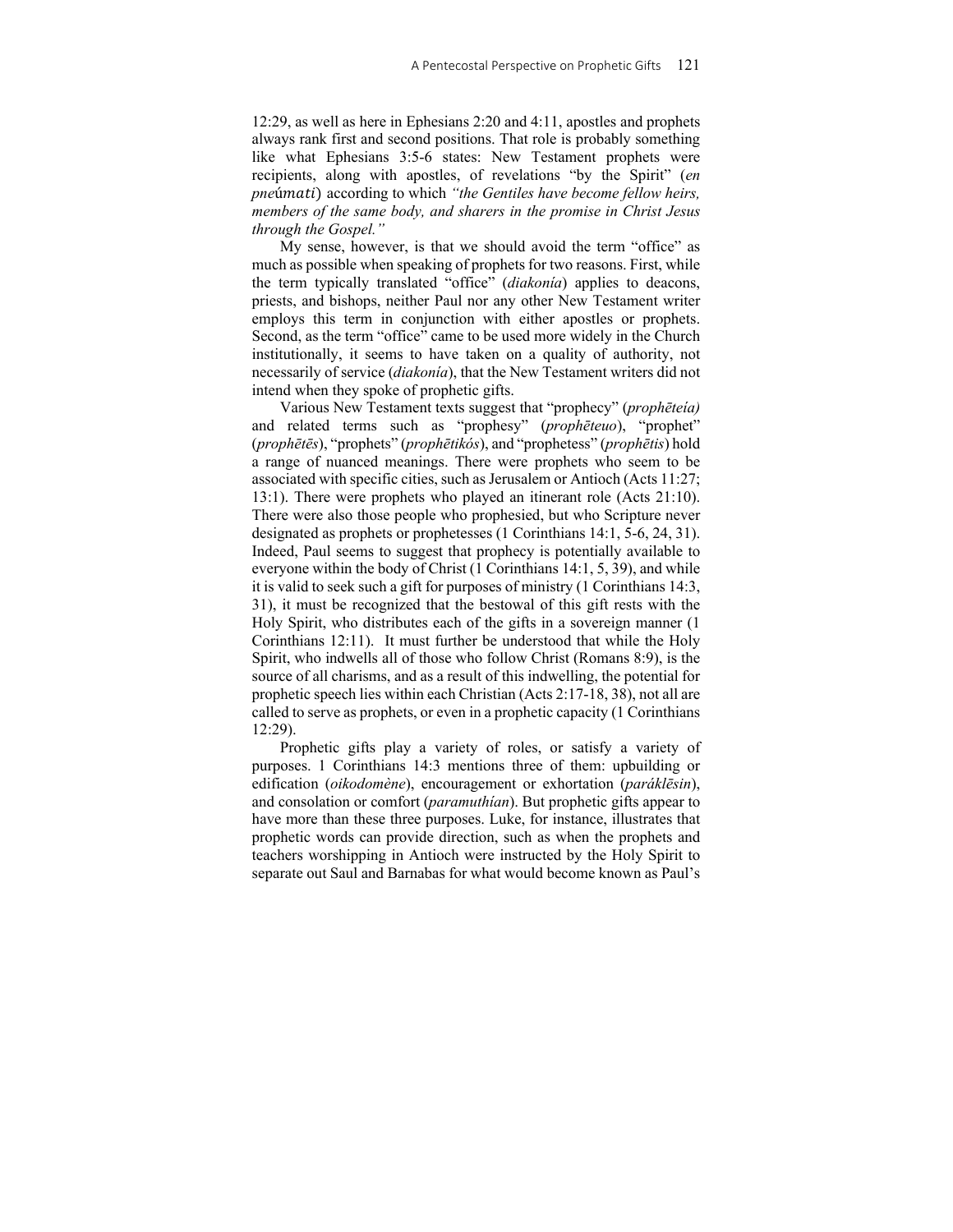12:29, as well as here in Ephesians 2:20 and 4:11, apostles and prophets always rank first and second positions. That role is probably something like what Ephesians 3:5-6 states: New Testament prophets were recipients, along with apostles, of revelations "by the Spirit" (*en pneúmati*) according to which *"the Gentiles have become fellow heirs, members of the same body, and sharers in the promise in Christ Jesus through the Gospel."*

My sense, however, is that we should avoid the term "office" as much as possible when speaking of prophets for two reasons. First, while the term typically translated "office" (*diakonía*) applies to deacons, priests, and bishops, neither Paul nor any other New Testament writer employs this term in conjunction with either apostles or prophets. Second, as the term "office" came to be used more widely in the Church institutionally, it seems to have taken on a quality of authority, not necessarily of service (*diakonía*), that the New Testament writers did not intend when they spoke of prophetic gifts.

Various New Testament texts suggest that "prophecy" (*prophēteía)* and related terms such as "prophesy" (*prophēteuo*), "prophet" (*prophētēs*), "prophets" (*prophētikós*), and "prophetess" (*prophētis*) hold a range of nuanced meanings. There were prophets who seem to be associated with specific cities, such as Jerusalem or Antioch (Acts 11:27; 13:1). There were prophets who played an itinerant role (Acts 21:10). There were also those people who prophesied, but who Scripture never designated as prophets or prophetesses (1 Corinthians 14:1, 5-6, 24, 31). Indeed, Paul seems to suggest that prophecy is potentially available to everyone within the body of Christ (1 Corinthians 14:1, 5, 39), and while it is valid to seek such a gift for purposes of ministry (1 Corinthians 14:3, 31), it must be recognized that the bestowal of this gift rests with the Holy Spirit, who distributes each of the gifts in a sovereign manner (1 Corinthians 12:11). It must further be understood that while the Holy Spirit, who indwells all of those who follow Christ (Romans 8:9), is the source of all charisms, and as a result of this indwelling, the potential for prophetic speech lies within each Christian (Acts 2:17-18, 38), not all are called to serve as prophets, or even in a prophetic capacity (1 Corinthians 12:29).

Prophetic gifts play a variety of roles, or satisfy a variety of purposes. 1 Corinthians 14:3 mentions three of them: upbuilding or edification (*oikodomène*), encouragement or exhortation (*paráklēsin*), and consolation or comfort (*paramuthían*). But prophetic gifts appear to have more than these three purposes. Luke, for instance, illustrates that prophetic words can provide direction, such as when the prophets and teachers worshipping in Antioch were instructed by the Holy Spirit to separate out Saul and Barnabas for what would become known as Paul's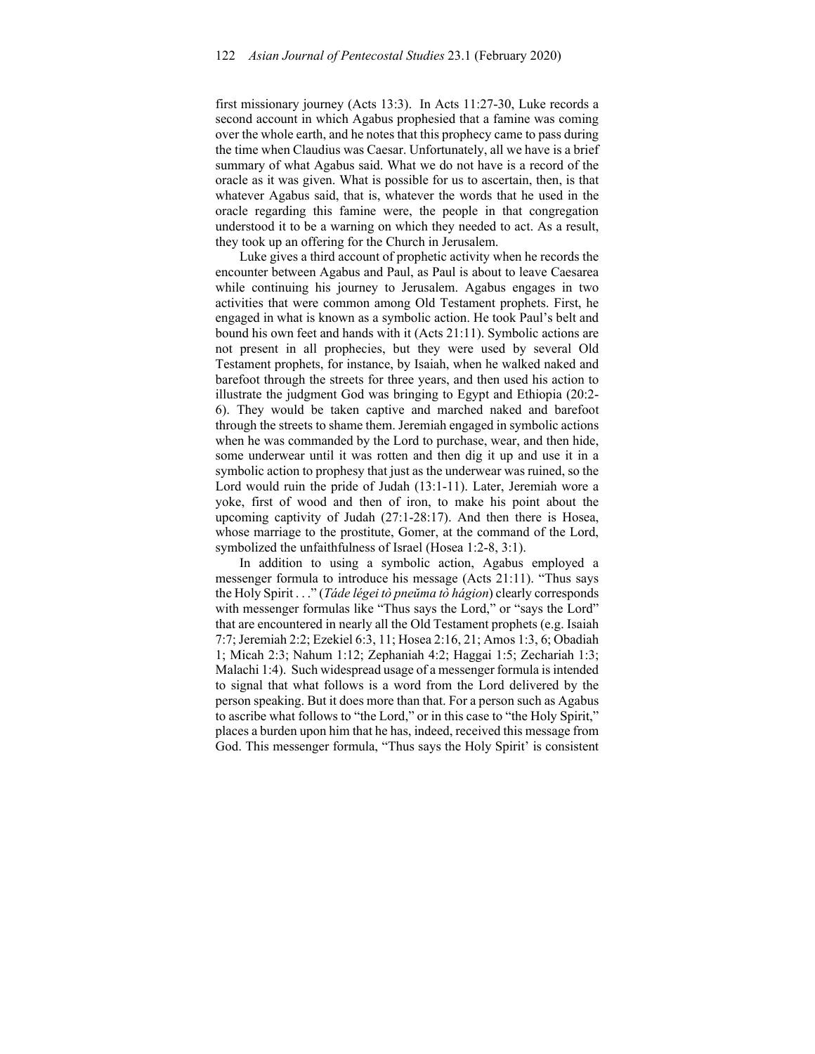first missionary journey (Acts 13:3). In Acts 11:27-30, Luke records a second account in which Agabus prophesied that a famine was coming over the whole earth, and he notes that this prophecy came to pass during the time when Claudius was Caesar. Unfortunately, all we have is a brief summary of what Agabus said. What we do not have is a record of the oracle as it was given. What is possible for us to ascertain, then, is that whatever Agabus said, that is, whatever the words that he used in the oracle regarding this famine were, the people in that congregation understood it to be a warning on which they needed to act. As a result, they took up an offering for the Church in Jerusalem.

Luke gives a third account of prophetic activity when he records the encounter between Agabus and Paul, as Paul is about to leave Caesarea while continuing his journey to Jerusalem. Agabus engages in two activities that were common among Old Testament prophets. First, he engaged in what is known as a symbolic action. He took Paul's belt and bound his own feet and hands with it (Acts 21:11). Symbolic actions are not present in all prophecies, but they were used by several Old Testament prophets, for instance, by Isaiah, when he walked naked and barefoot through the streets for three years, and then used his action to illustrate the judgment God was bringing to Egypt and Ethiopia (20:2-6). They would be taken captive and marched naked and barefoot through the streets to shame them. Jeremiah engaged in symbolic actions when he was commanded by the Lord to purchase, wear, and then hide, some underwear until it was rotten and then dig it up and use it in a symbolic action to prophesy that just as the underwear was ruined, so the Lord would ruin the pride of Judah (13:1-11). Later, Jeremiah wore a yoke, first of wood and then of iron, to make his point about the upcoming captivity of Judah (27:1-28:17). And then there is Hosea, whose marriage to the prostitute, Gomer, at the command of the Lord, symbolized the unfaithfulness of Israel (Hosea 1:2-8, 3:1).

In addition to using a symbolic action, Agabus employed a messenger formula to introduce his message (Acts 21:11). "Thus says the Holy Spirit . . ." (*Táde légei tò pneũma tò hágion*) clearly corresponds with messenger formulas like "Thus says the Lord," or "says the Lord" that are encountered in nearly all the Old Testament prophets (e.g. Isaiah 7:7; Jeremiah 2:2; Ezekiel 6:3, 11; Hosea 2:16, 21; Amos 1:3, 6; Obadiah 1; Micah 2:3; Nahum 1:12; Zephaniah 4:2; Haggai 1:5; Zechariah 1:3; Malachi 1:4). Such widespread usage of a messenger formula is intended to signal that what follows is a word from the Lord delivered by the person speaking. But it does more than that. For a person such as Agabus to ascribe what follows to "the Lord," or in this case to "the Holy Spirit," places a burden upon him that he has, indeed, received this message from God. This messenger formula, "Thus says the Holy Spirit' is consistent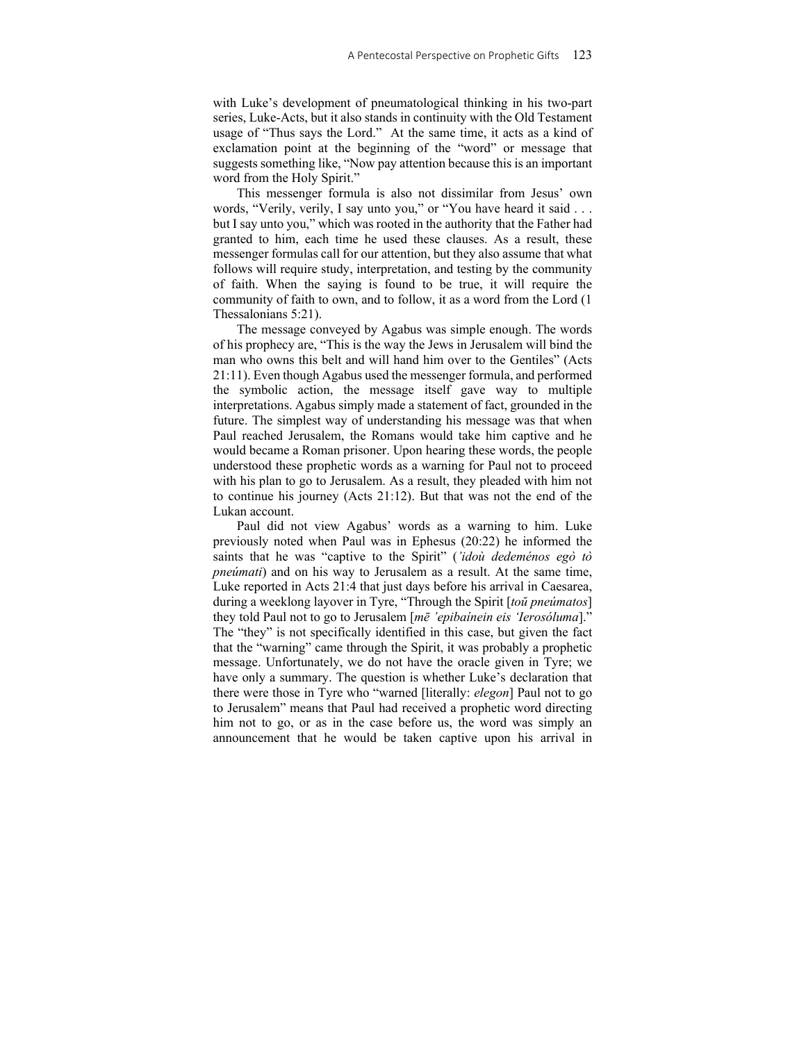with Luke's development of pneumatological thinking in his two-part series, Luke-Acts, but it also stands in continuity with the Old Testament usage of "Thus says the Lord." At the same time, it acts as a kind of exclamation point at the beginning of the "word" or message that suggests something like, "Now pay attention because this is an important word from the Holy Spirit."

This messenger formula is also not dissimilar from Jesus' own words, "Verily, verily, I say unto you," or "You have heard it said . . . but I say unto you," which was rooted in the authority that the Father had granted to him, each time he used these clauses. As a result, these messenger formulas call for our attention, but they also assume that what follows will require study, interpretation, and testing by the community of faith. When the saying is found to be true, it will require the community of faith to own, and to follow, it as a word from the Lord (1 Thessalonians 5:21).

The message conveyed by Agabus was simple enough. The words of his prophecy are, "This is the way the Jews in Jerusalem will bind the man who owns this belt and will hand him over to the Gentiles" (Acts 21:11). Even though Agabus used the messenger formula, and performed the symbolic action, the message itself gave way to multiple interpretations. Agabus simply made a statement of fact, grounded in the future. The simplest way of understanding his message was that when Paul reached Jerusalem, the Romans would take him captive and he would became a Roman prisoner. Upon hearing these words, the people understood these prophetic words as a warning for Paul not to proceed with his plan to go to Jerusalem. As a result, they pleaded with him not to continue his journey (Acts 21:12). But that was not the end of the Lukan account.

Paul did not view Agabus' words as a warning to him. Luke previously noted when Paul was in Ephesus (20:22) he informed the saints that he was "captive to the Spirit" (*'idoù dedeménos egò tò pneúmati*) and on his way to Jerusalem as a result. At the same time, Luke reported in Acts 21:4 that just days before his arrival in Caesarea, during a weeklong layover in Tyre, "Through the Spirit [*toŭ pneúmatos*] they told Paul not to go to Jerusalem [*mē 'epibaínein eis 'Ierosóluma*]." The "they" is not specifically identified in this case, but given the fact that the "warning" came through the Spirit, it was probably a prophetic message. Unfortunately, we do not have the oracle given in Tyre; we have only a summary. The question is whether Luke's declaration that there were those in Tyre who "warned [literally: *elegon*] Paul not to go to Jerusalem" means that Paul had received a prophetic word directing him not to go, or as in the case before us, the word was simply an announcement that he would be taken captive upon his arrival in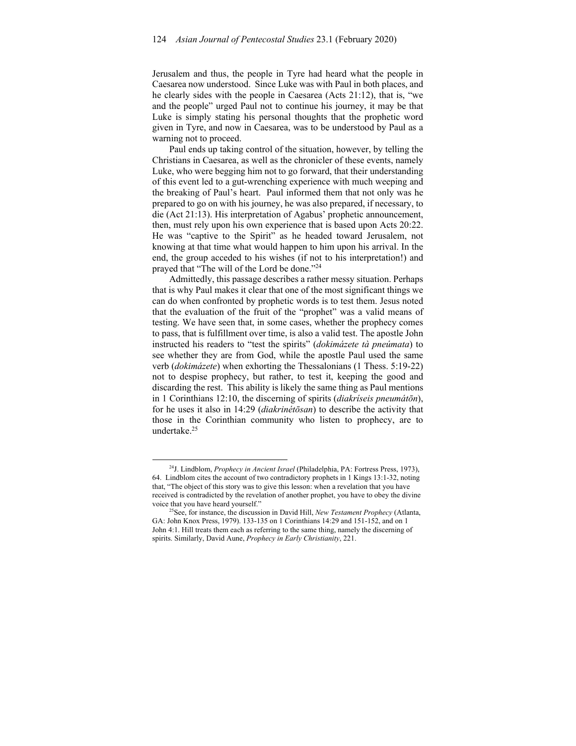Jerusalem and thus, the people in Tyre had heard what the people in Caesarea now understood. Since Luke was with Paul in both places, and he clearly sides with the people in Caesarea (Acts 21:12), that is, "we and the people" urged Paul not to continue his journey, it may be that Luke is simply stating his personal thoughts that the prophetic word given in Tyre, and now in Caesarea, was to be understood by Paul as a warning not to proceed.

Paul ends up taking control of the situation, however, by telling the Christians in Caesarea, as well as the chronicler of these events, namely Luke, who were begging him not to go forward, that their understanding of this event led to a gut-wrenching experience with much weeping and the breaking of Paul's heart. Paul informed them that not only was he prepared to go on with his journey, he was also prepared, if necessary, to die (Act 21:13). His interpretation of Agabus' prophetic announcement, then, must rely upon his own experience that is based upon Acts 20:22. He was "captive to the Spirit" as he headed toward Jerusalem, not knowing at that time what would happen to him upon his arrival. In the end, the group acceded to his wishes (if not to his interpretation!) and prayed that "The will of the Lord be done."[24]

Admittedly, this passage describes a rather messy situation. Perhaps that is why Paul makes it clear that one of the most significant things we can do when confronted by prophetic words is to test them. Jesus noted that the evaluation of the fruit of the "prophet" was a valid means of testing. We have seen that, in some cases, whether the prophecy comes to pass, that is fulfillment over time, is also a valid test. The apostle John instructed his readers to "test the spirits" (*dokimázete tà pneúmata*) to see whether they are from God, while the apostle Paul used the same verb (*dokimázete*) when exhorting the Thessalonians (1 Thess. 5:19-22) not to despise prophecy, but rather, to test it, keeping the good and discarding the rest. This ability is likely the same thing as Paul mentions in 1 Corinthians 12:10, the discerning of spirits (*diakríseis pneumátōn*), for he uses it also in 14:29 (*diakrinétōsan*) to describe the activity that those in the Corinthian community who listen to prophecy, are to undertake.[25]

---

[24]J. Lindblom, *Prophecy in Ancient Israel* (Philadelphia, PA: Fortress Press, 1973), 64. Lindblom cites the account of two contradictory prophets in 1 Kings 13:1-32, noting that, "The object of this story was to give this lesson: when a revelation that you have received is contradicted by the revelation of another prophet, you have to obey the divine voice that you have heard yourself."

[25]See, for instance, the discussion in David Hill, *New Testament Prophecy* (Atlanta, GA: John Knox Press, 1979). 133-135 on 1 Corinthians 14:29 and 151-152, and on 1 John 4:1. Hill treats them each as referring to the same thing, namely the discerning of spirits. Similarly, David Aune, *Prophecy in Early Christianity*, 221.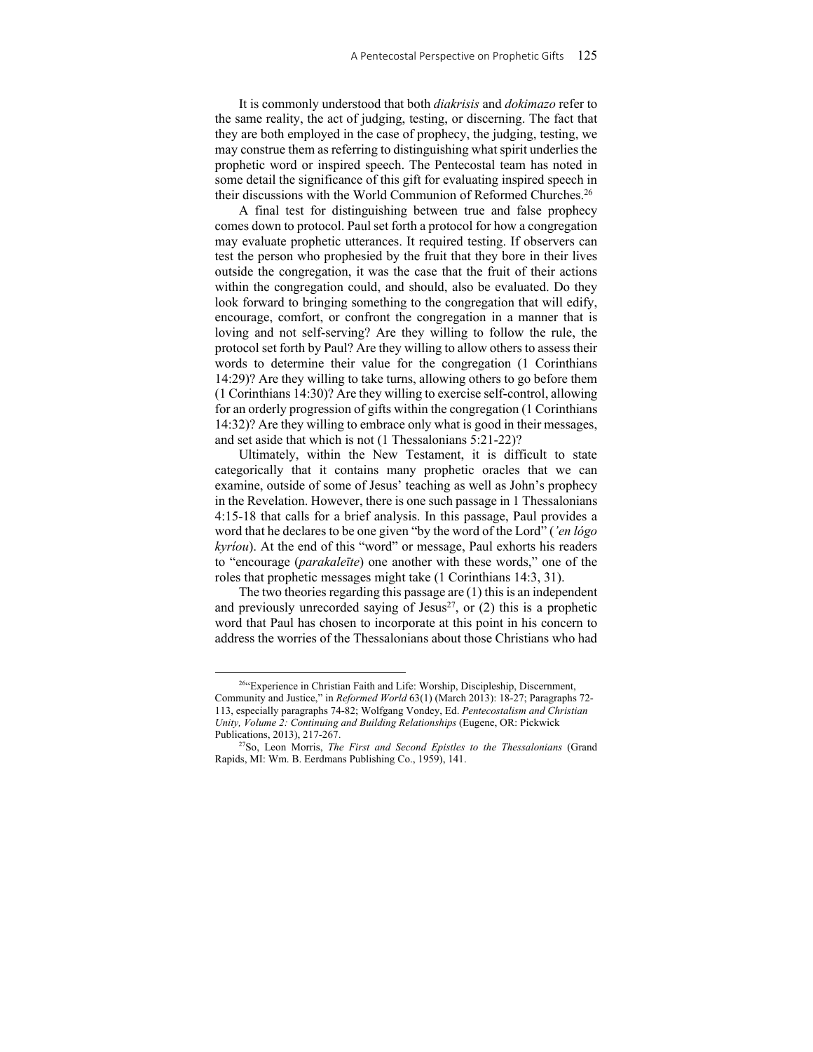It is commonly understood that both *diakrisis* and *dokimazo* refer to the same reality, the act of judging, testing, or discerning. The fact that they are both employed in the case of prophecy, the judging, testing, we may construe them as referring to distinguishing what spirit underlies the prophetic word or inspired speech. The Pentecostal team has noted in some detail the significance of this gift for evaluating inspired speech in their discussions with the World Communion of Reformed Churches.[26]

A final test for distinguishing between true and false prophecy comes down to protocol. Paul set forth a protocol for how a congregation may evaluate prophetic utterances. It required testing. If observers can test the person who prophesied by the fruit that they bore in their lives outside the congregation, it was the case that the fruit of their actions within the congregation could, and should, also be evaluated. Do they look forward to bringing something to the congregation that will edify, encourage, comfort, or confront the congregation in a manner that is loving and not self-serving? Are they willing to follow the rule, the protocol set forth by Paul? Are they willing to allow others to assess their words to determine their value for the congregation (1 Corinthians 14:29)? Are they willing to take turns, allowing others to go before them (1 Corinthians 14:30)? Are they willing to exercise self-control, allowing for an orderly progression of gifts within the congregation (1 Corinthians 14:32)? Are they willing to embrace only what is good in their messages, and set aside that which is not (1 Thessalonians 5:21-22)?

Ultimately, within the New Testament, it is difficult to state categorically that it contains many prophetic oracles that we can examine, outside of some of Jesus' teaching as well as John's prophecy in the Revelation. However, there is one such passage in 1 Thessalonians 4:15-18 that calls for a brief analysis. In this passage, Paul provides a word that he declares to be one given "by the word of the Lord" (*'en lógo kyríou*). At the end of this "word" or message, Paul exhorts his readers to "encourage (*parakaleīte*) one another with these words," one of the roles that prophetic messages might take (1 Corinthians 14:3, 31).

The two theories regarding this passage are (1) this is an independent and previously unrecorded saying of Jesus[27], or (2) this is a prophetic word that Paul has chosen to incorporate at this point in his concern to address the worries of the Thessalonians about those Christians who had

---

[26] "Experience in Christian Faith and Life: Worship, Discipleship, Discernment, Community and Justice," in *Reformed World* 63(1) (March 2013): 18-27; Paragraphs 72-113, especially paragraphs 74-82; Wolfgang Vondey, Ed. *Pentecostalism and Christian Unity, Volume 2: Continuing and Building Relationships* (Eugene, OR: Pickwick Publications, 2013), 217-267.

[27] So, Leon Morris, *The First and Second Epistles to the Thessalonians* (Grand Rapids, MI: Wm. B. Eerdmans Publishing Co., 1959), 141.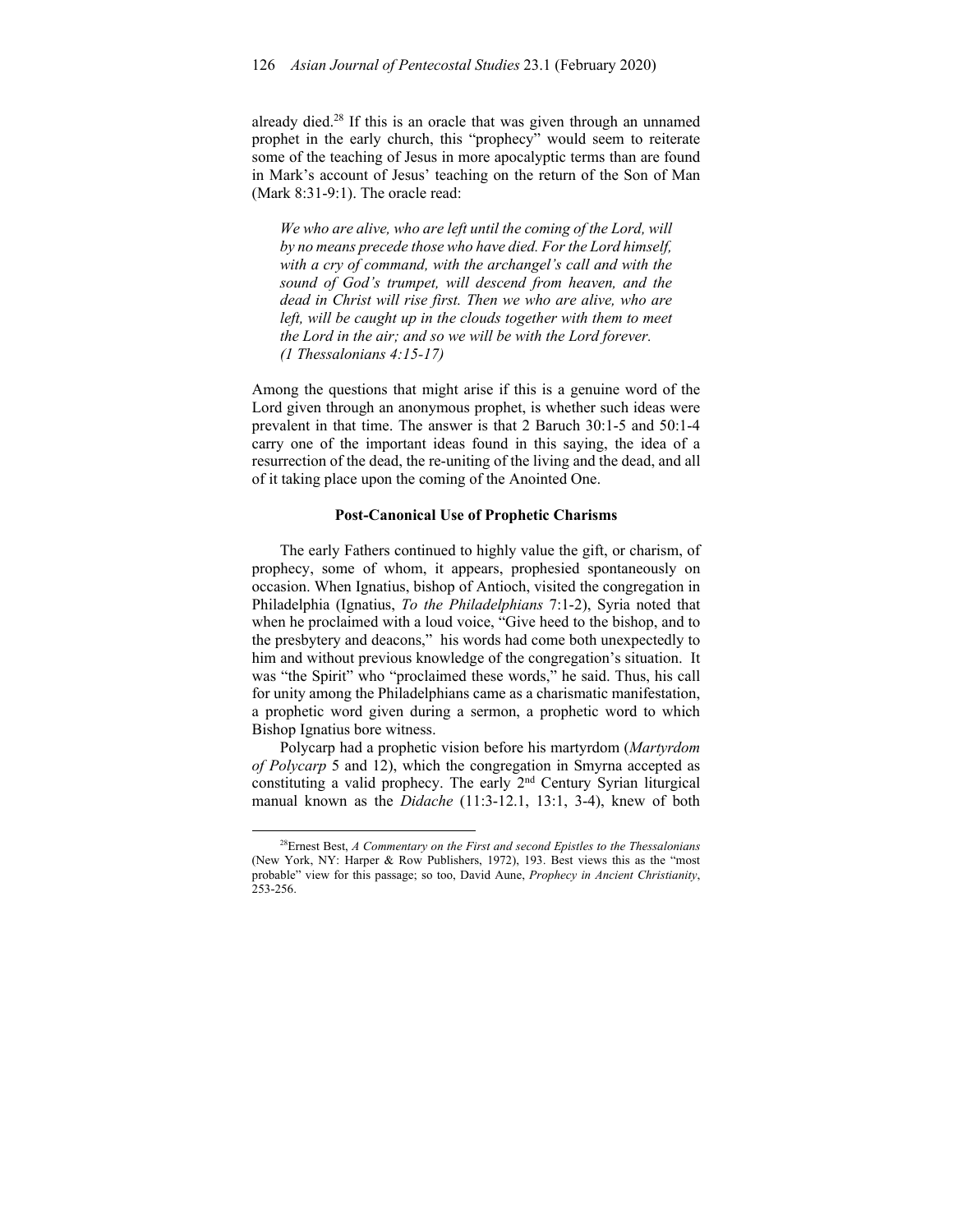already died.[28] If this is an oracle that was given through an unnamed prophet in the early church, this "prophecy" would seem to reiterate some of the teaching of Jesus in more apocalyptic terms than are found in Mark's account of Jesus' teaching on the return of the Son of Man (Mark 8:31-9:1). The oracle read:

> *We who are alive, who are left until the coming of the Lord, will by no means precede those who have died. For the Lord himself, with a cry of command, with the archangel's call and with the sound of God's trumpet, will descend from heaven, and the dead in Christ will rise first. Then we who are alive, who are left, will be caught up in the clouds together with them to meet the Lord in the air; and so we will be with the Lord forever. (1 Thessalonians 4:15-17)*

Among the questions that might arise if this is a genuine word of the Lord given through an anonymous prophet, is whether such ideas were prevalent in that time. The answer is that 2 Baruch 30:1-5 and 50:1-4 carry one of the important ideas found in this saying, the idea of a resurrection of the dead, the re-uniting of the living and the dead, and all of it taking place upon the coming of the Anointed One.

### Post-Canonical Use of Prophetic Charisms

The early Fathers continued to highly value the gift, or charism, of prophecy, some of whom, it appears, prophesied spontaneously on occasion. When Ignatius, bishop of Antioch, visited the congregation in Philadelphia (Ignatius, *To the Philadelphians* 7:1-2), Syria noted that when he proclaimed with a loud voice, "Give heed to the bishop, and to the presbytery and deacons," his words had come both unexpectedly to him and without previous knowledge of the congregation's situation. It was "the Spirit" who "proclaimed these words," he said. Thus, his call for unity among the Philadelphians came as a charismatic manifestation, a prophetic word given during a sermon, a prophetic word to which Bishop Ignatius bore witness.

Polycarp had a prophetic vision before his martyrdom (*Martyrdom of Polycarp* 5 and 12), which the congregation in Smyrna accepted as constituting a valid prophecy. The early 2nd Century Syrian liturgical manual known as the *Didache* (11:3-12.1, 13:1, 3-4), knew of both

[28] Ernest Best, *A Commentary on the First and second Epistles to the Thessalonians* (New York, NY: Harper & Row Publishers, 1972), 193. Best views this as the "most probable" view for this passage; so too, David Aune, *Prophecy in Ancient Christianity*, 253-256.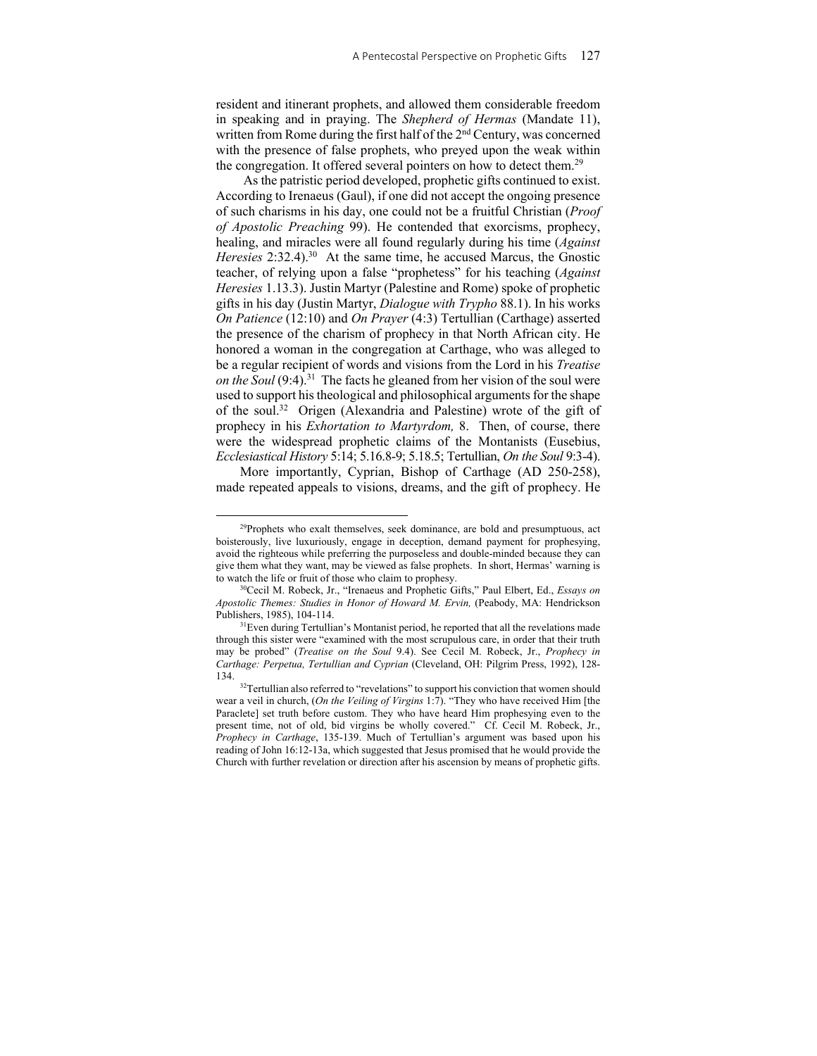resident and itinerant prophets, and allowed them considerable freedom in speaking and in praying. The *Shepherd of Hermas* (Mandate 11), written from Rome during the first half of the 2nd Century, was concerned with the presence of false prophets, who preyed upon the weak within the congregation. It offered several pointers on how to detect them.[29]

As the patristic period developed, prophetic gifts continued to exist. According to Irenaeus (Gaul), if one did not accept the ongoing presence of such charisms in his day, one could not be a fruitful Christian (*Proof of Apostolic Preaching* 99). He contended that exorcisms, prophecy, healing, and miracles were all found regularly during his time (*Against Heresies* 2:32.4).[30] At the same time, he accused Marcus, the Gnostic teacher, of relying upon a false "prophetess" for his teaching (*Against Heresies* 1.13.3). Justin Martyr (Palestine and Rome) spoke of prophetic gifts in his day (Justin Martyr, *Dialogue with Trypho* 88.1). In his works *On Patience* (12:10) and *On Prayer* (4:3) Tertullian (Carthage) asserted the presence of the charism of prophecy in that North African city. He honored a woman in the congregation at Carthage, who was alleged to be a regular recipient of words and visions from the Lord in his *Treatise on the Soul* (9:4).[31] The facts he gleaned from her vision of the soul were used to support his theological and philosophical arguments for the shape of the soul.[32] Origen (Alexandria and Palestine) wrote of the gift of prophecy in his *Exhortation to Martyrdom,* 8. Then, of course, there were the widespread prophetic claims of the Montanists (Eusebius, *Ecclesiastical History* 5:14; 5.16.8-9; 5.18.5; Tertullian, *On the Soul* 9:3-4).

More importantly, Cyprian, Bishop of Carthage (AD 250-258), made repeated appeals to visions, dreams, and the gift of prophecy. He

---

[29]Prophets who exalt themselves, seek dominance, are bold and presumptuous, act boisterously, live luxuriously, engage in deception, demand payment for prophesying, avoid the righteous while preferring the purposeless and double-minded because they can give them what they want, may be viewed as false prophets. In short, Hermas' warning is to watch the life or fruit of those who claim to prophesy.

[30]Cecil M. Robeck, Jr., "Irenaeus and Prophetic Gifts," Paul Elbert, Ed., *Essays on Apostolic Themes: Studies in Honor of Howard M. Ervin,* (Peabody, MA: Hendrickson Publishers, 1985), 104-114.

[31]Even during Tertullian's Montanist period, he reported that all the revelations made through this sister were "examined with the most scrupulous care, in order that their truth may be probed" (*Treatise on the Soul* 9.4). See Cecil M. Robeck, Jr., *Prophecy in Carthage: Perpetua, Tertullian and Cyprian* (Cleveland, OH: Pilgrim Press, 1992), 128-134.

[32]Tertullian also referred to "revelations" to support his conviction that women should wear a veil in church, (*On the Veiling of Virgins* 1:7). "They who have received Him [the Paraclete] set truth before custom. They who have heard Him prophesying even to the present time, not of old, bid virgins be wholly covered." Cf. Cecil M. Robeck, Jr., *Prophecy in Carthage*, 135-139. Much of Tertullian's argument was based upon his reading of John 16:12-13a, which suggested that Jesus promised that he would provide the Church with further revelation or direction after his ascension by means of prophetic gifts.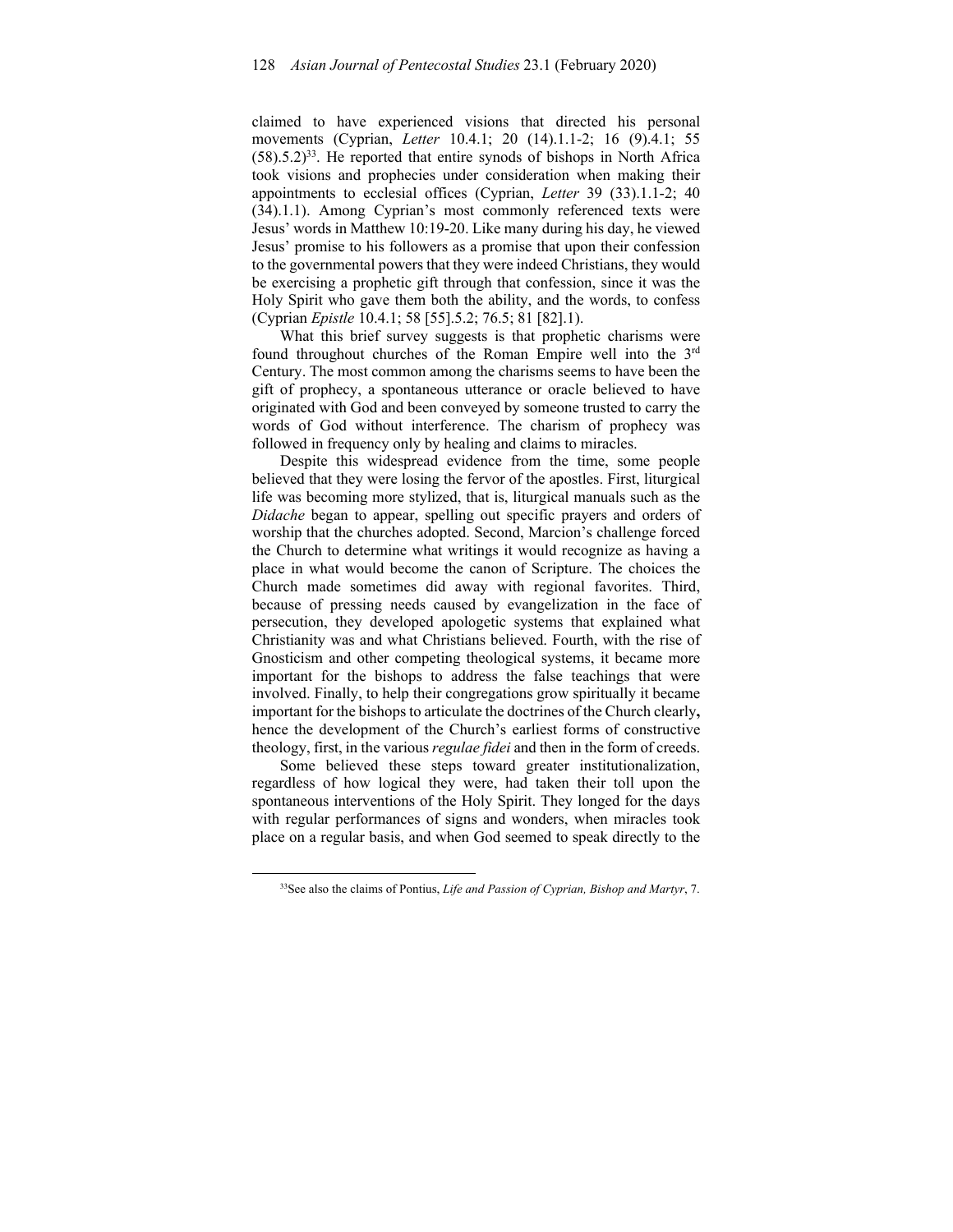claimed to have experienced visions that directed his personal movements (Cyprian, *Letter* 10.4.1; 20 (14).1.1-2; 16 (9).4.1; 55 (58).5.2)[33]. He reported that entire synods of bishops in North Africa took visions and prophecies under consideration when making their appointments to ecclesial offices (Cyprian, *Letter* 39 (33).1.1-2; 40 (34).1.1). Among Cyprian's most commonly referenced texts were Jesus' words in Matthew 10:19-20. Like many during his day, he viewed Jesus' promise to his followers as a promise that upon their confession to the governmental powers that they were indeed Christians, they would be exercising a prophetic gift through that confession, since it was the Holy Spirit who gave them both the ability, and the words, to confess (Cyprian *Epistle* 10.4.1; 58 [55].5.2; 76.5; 81 [82].1).

What this brief survey suggests is that prophetic charisms were found throughout churches of the Roman Empire well into the 3rd Century. The most common among the charisms seems to have been the gift of prophecy, a spontaneous utterance or oracle believed to have originated with God and been conveyed by someone trusted to carry the words of God without interference. The charism of prophecy was followed in frequency only by healing and claims to miracles.

Despite this widespread evidence from the time, some people believed that they were losing the fervor of the apostles. First, liturgical life was becoming more stylized, that is, liturgical manuals such as the *Didache* began to appear, spelling out specific prayers and orders of worship that the churches adopted. Second, Marcion's challenge forced the Church to determine what writings it would recognize as having a place in what would become the canon of Scripture. The choices the Church made sometimes did away with regional favorites. Third, because of pressing needs caused by evangelization in the face of persecution, they developed apologetic systems that explained what Christianity was and what Christians believed. Fourth, with the rise of Gnosticism and other competing theological systems, it became more important for the bishops to address the false teachings that were involved. Finally, to help their congregations grow spiritually it became important for the bishops to articulate the doctrines of the Church clearly**,** hence the development of the Church's earliest forms of constructive theology, first, in the various *regulae fidei* and then in the form of creeds.

Some believed these steps toward greater institutionalization, regardless of how logical they were, had taken their toll upon the spontaneous interventions of the Holy Spirit. They longed for the days with regular performances of signs and wonders, when miracles took place on a regular basis, and when God seemed to speak directly to the

[33] See also the claims of Pontius, *Life and Passion of Cyprian, Bishop and Martyr*, 7.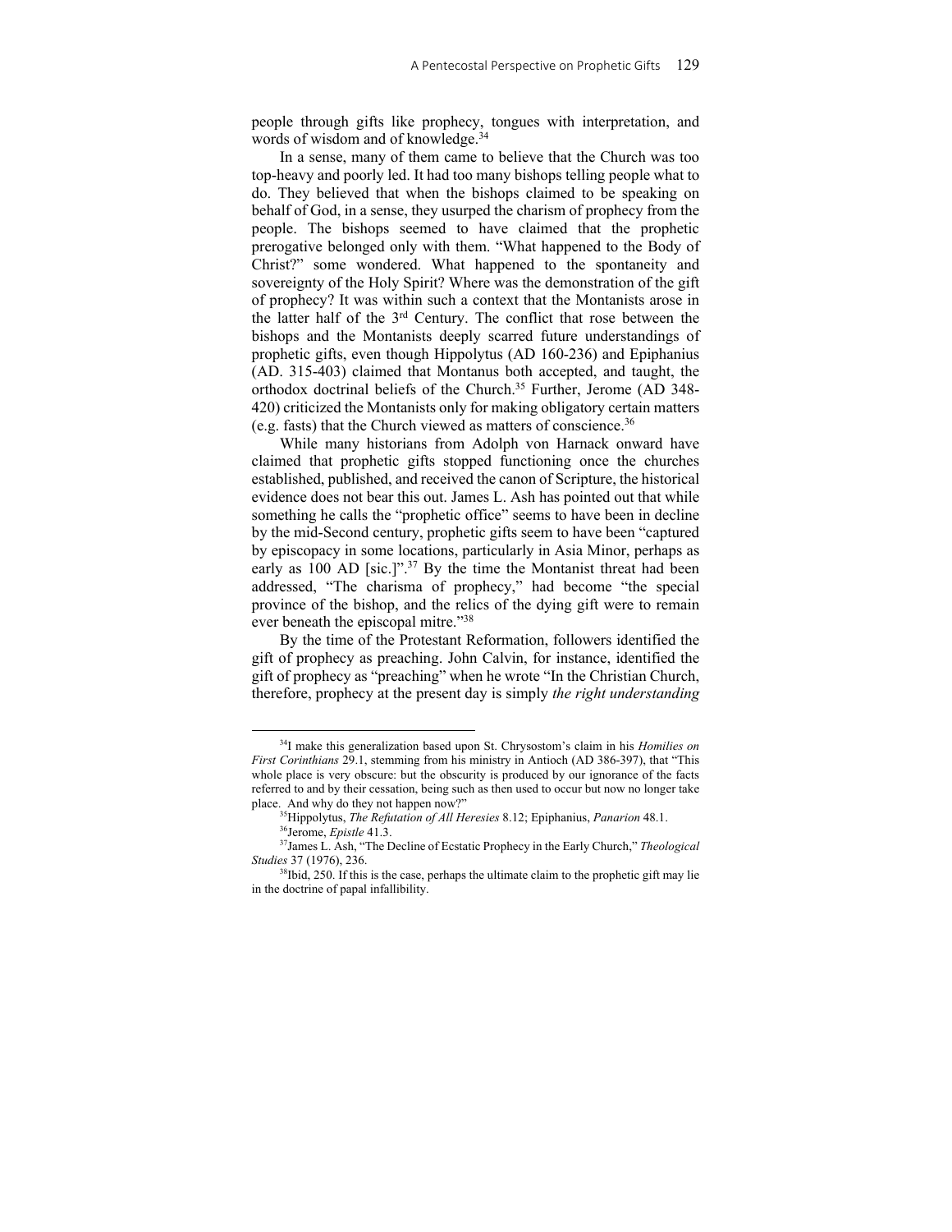people through gifts like prophecy, tongues with interpretation, and words of wisdom and of knowledge.[34]

In a sense, many of them came to believe that the Church was too top-heavy and poorly led. It had too many bishops telling people what to do. They believed that when the bishops claimed to be speaking on behalf of God, in a sense, they usurped the charism of prophecy from the people. The bishops seemed to have claimed that the prophetic prerogative belonged only with them. "What happened to the Body of Christ?" some wondered. What happened to the spontaneity and sovereignty of the Holy Spirit? Where was the demonstration of the gift of prophecy? It was within such a context that the Montanists arose in the latter half of the 3rd Century. The conflict that rose between the bishops and the Montanists deeply scarred future understandings of prophetic gifts, even though Hippolytus (AD 160-236) and Epiphanius (AD. 315-403) claimed that Montanus both accepted, and taught, the orthodox doctrinal beliefs of the Church.[35] Further, Jerome (AD 348-420) criticized the Montanists only for making obligatory certain matters (e.g. fasts) that the Church viewed as matters of conscience.[36]

While many historians from Adolph von Harnack onward have claimed that prophetic gifts stopped functioning once the churches established, published, and received the canon of Scripture, the historical evidence does not bear this out. James L. Ash has pointed out that while something he calls the "prophetic office" seems to have been in decline by the mid-Second century, prophetic gifts seem to have been "captured by episcopacy in some locations, particularly in Asia Minor, perhaps as early as 100 AD [sic.]".[37] By the time the Montanist threat had been addressed, "The charisma of prophecy," had become "the special province of the bishop, and the relics of the dying gift were to remain ever beneath the episcopal mitre."[38]

By the time of the Protestant Reformation, followers identified the gift of prophecy as preaching. John Calvin, for instance, identified the gift of prophecy as "preaching" when he wrote "In the Christian Church, therefore, prophecy at the present day is simply *the right understanding*

---

[34] I make this generalization based upon St. Chrysostom's claim in his *Homilies on First Corinthians* 29.1, stemming from his ministry in Antioch (AD 386-397), that "This whole place is very obscure: but the obscurity is produced by our ignorance of the facts referred to and by their cessation, being such as then used to occur but now no longer take place. And why do they not happen now?"

[35] Hippolytus, *The Refutation of All Heresies* 8.12; Epiphanius, *Panarion* 48.1.

[36] Jerome, *Epistle* 41.3.

[37] James L. Ash, "The Decline of Ecstatic Prophecy in the Early Church," *Theological Studies* 37 (1976), 236.

[38] Ibid, 250. If this is the case, perhaps the ultimate claim to the prophetic gift may lie in the doctrine of papal infallibility.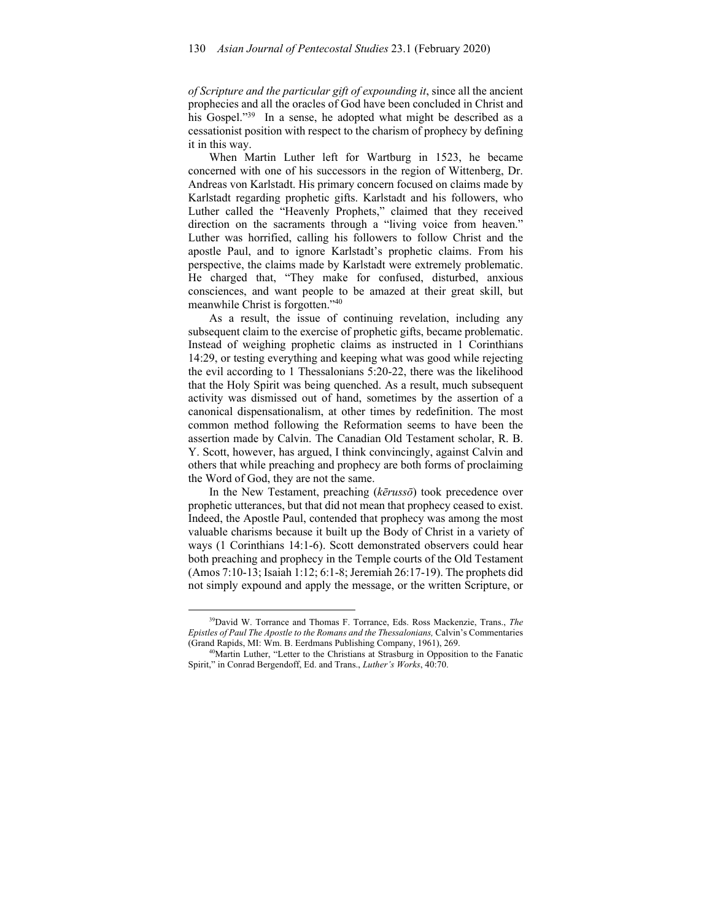*of Scripture and the particular gift of expounding it*, since all the ancient prophecies and all the oracles of God have been concluded in Christ and his Gospel."[39] In a sense, he adopted what might be described as a cessationist position with respect to the charism of prophecy by defining it in this way.

When Martin Luther left for Wartburg in 1523, he became concerned with one of his successors in the region of Wittenberg, Dr. Andreas von Karlstadt. His primary concern focused on claims made by Karlstadt regarding prophetic gifts. Karlstadt and his followers, who Luther called the "Heavenly Prophets," claimed that they received direction on the sacraments through a "living voice from heaven." Luther was horrified, calling his followers to follow Christ and the apostle Paul, and to ignore Karlstadt's prophetic claims. From his perspective, the claims made by Karlstadt were extremely problematic. He charged that, "They make for confused, disturbed, anxious consciences, and want people to be amazed at their great skill, but meanwhile Christ is forgotten."[40]

As a result, the issue of continuing revelation, including any subsequent claim to the exercise of prophetic gifts, became problematic. Instead of weighing prophetic claims as instructed in 1 Corinthians 14:29, or testing everything and keeping what was good while rejecting the evil according to 1 Thessalonians 5:20-22, there was the likelihood that the Holy Spirit was being quenched. As a result, much subsequent activity was dismissed out of hand, sometimes by the assertion of a canonical dispensationalism, at other times by redefinition. The most common method following the Reformation seems to have been the assertion made by Calvin. The Canadian Old Testament scholar, R. B. Y. Scott, however, has argued, I think convincingly, against Calvin and others that while preaching and prophecy are both forms of proclaiming the Word of God, they are not the same.

In the New Testament, preaching (*kērussō*) took precedence over prophetic utterances, but that did not mean that prophecy ceased to exist. Indeed, the Apostle Paul, contended that prophecy was among the most valuable charisms because it built up the Body of Christ in a variety of ways (1 Corinthians 14:1-6). Scott demonstrated observers could hear both preaching and prophecy in the Temple courts of the Old Testament (Amos 7:10-13; Isaiah 1:12; 6:1-8; Jeremiah 26:17-19). The prophets did not simply expound and apply the message, or the written Scripture, or

---

[39] David W. Torrance and Thomas F. Torrance, Eds. Ross Mackenzie, Trans., *The Epistles of Paul The Apostle to the Romans and the Thessalonians,* Calvin's Commentaries (Grand Rapids, MI: Wm. B. Eerdmans Publishing Company, 1961), 269.

[40] Martin Luther, "Letter to the Christians at Strasburg in Opposition to the Fanatic Spirit," in Conrad Bergendoff, Ed. and Trans., *Luther's Works*, 40:70.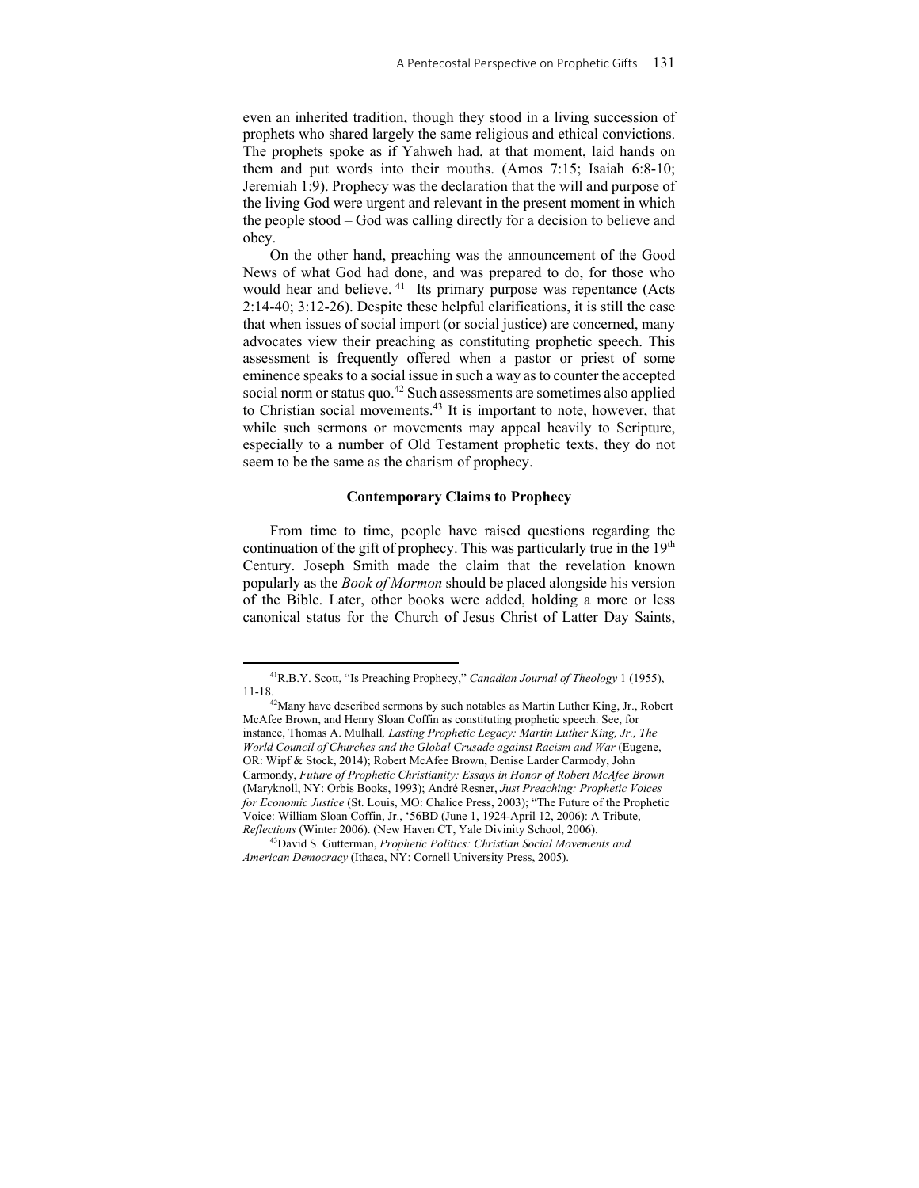even an inherited tradition, though they stood in a living succession of prophets who shared largely the same religious and ethical convictions. The prophets spoke as if Yahweh had, at that moment, laid hands on them and put words into their mouths. (Amos 7:15; Isaiah 6:8-10; Jeremiah 1:9). Prophecy was the declaration that the will and purpose of the living God were urgent and relevant in the present moment in which the people stood – God was calling directly for a decision to believe and obey.

On the other hand, preaching was the announcement of the Good News of what God had done, and was prepared to do, for those who would hear and believe.[41] Its primary purpose was repentance (Acts 2:14-40; 3:12-26). Despite these helpful clarifications, it is still the case that when issues of social import (or social justice) are concerned, many advocates view their preaching as constituting prophetic speech. This assessment is frequently offered when a pastor or priest of some eminence speaks to a social issue in such a way as to counter the accepted social norm or status quo.[42] Such assessments are sometimes also applied to Christian social movements.[43] It is important to note, however, that while such sermons or movements may appeal heavily to Scripture, especially to a number of Old Testament prophetic texts, they do not seem to be the same as the charism of prophecy.

### Contemporary Claims to Prophecy

From time to time, people have raised questions regarding the continuation of the gift of prophecy. This was particularly true in the 19th Century. Joseph Smith made the claim that the revelation known popularly as the *Book of Mormon* should be placed alongside his version of the Bible. Later, other books were added, holding a more or less canonical status for the Church of Jesus Christ of Latter Day Saints,

---

[41] R.B.Y. Scott, "Is Preaching Prophecy," *Canadian Journal of Theology* 1 (1955), 11-18.

[42] Many have described sermons by such notables as Martin Luther King, Jr., Robert McAfee Brown, and Henry Sloan Coffin as constituting prophetic speech. See, for instance, Thomas A. Mulhall*, Lasting Prophetic Legacy: Martin Luther King, Jr., The World Council of Churches and the Global Crusade against Racism and War* (Eugene, OR: Wipf & Stock, 2014); Robert McAfee Brown, Denise Larder Carmody, John Carmondy, *Future of Prophetic Christianity: Essays in Honor of Robert McAfee Brown* (Maryknoll, NY: Orbis Books, 1993); André Resner, *Just Preaching: Prophetic Voices for Economic Justice* (St. Louis, MO: Chalice Press, 2003); "The Future of the Prophetic Voice: William Sloan Coffin, Jr., '56BD (June 1, 1924-April 12, 2006): A Tribute, *Reflections* (Winter 2006). (New Haven CT, Yale Divinity School, 2006).

[43] David S. Gutterman, *Prophetic Politics: Christian Social Movements and American Democracy* (Ithaca, NY: Cornell University Press, 2005).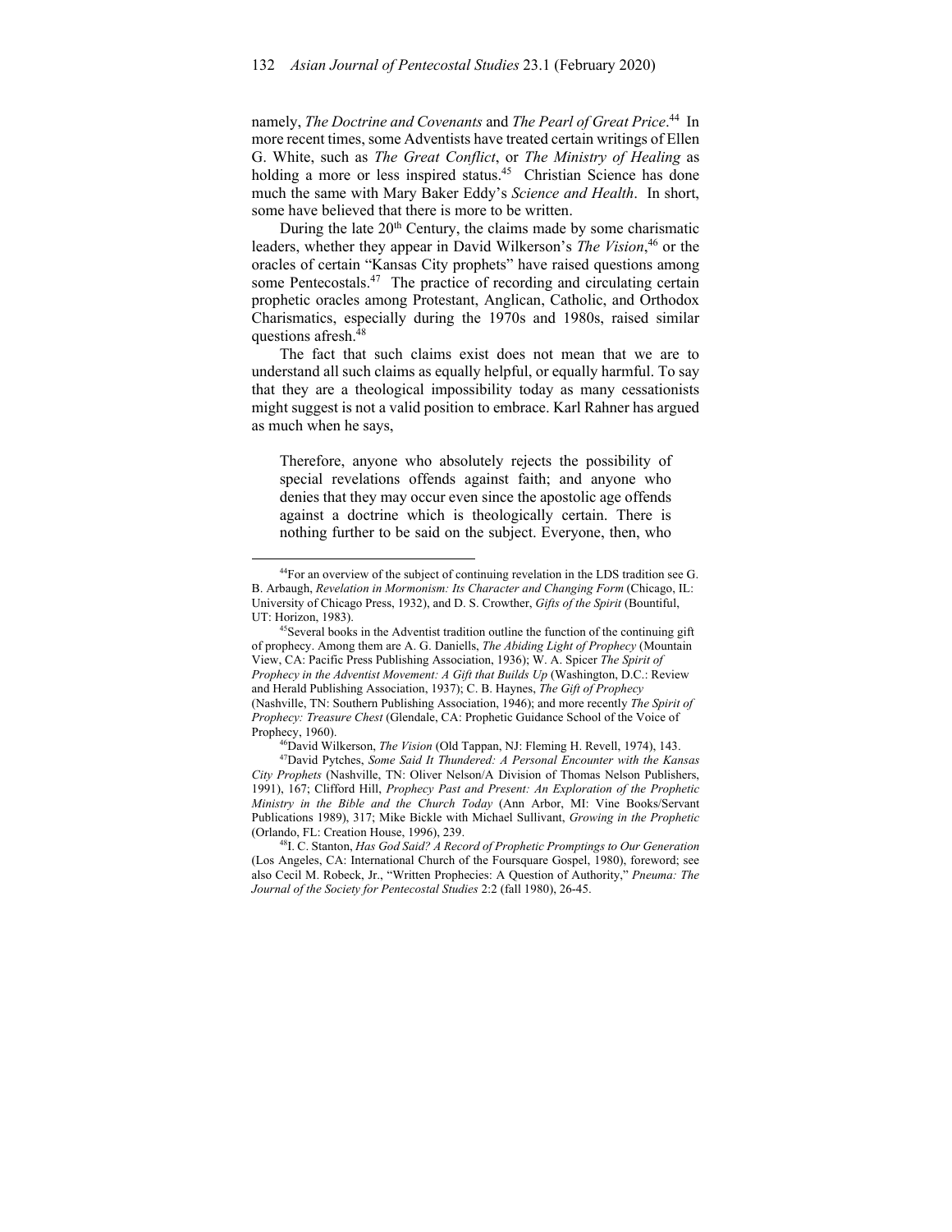namely, *The Doctrine and Covenants* and *The Pearl of Great Price*.[44] In more recent times, some Adventists have treated certain writings of Ellen G. White, such as *The Great Conflict*, or *The Ministry of Healing* as holding a more or less inspired status.[45] Christian Science has done much the same with Mary Baker Eddy's *Science and Health*. In short, some have believed that there is more to be written.

During the late 20th Century, the claims made by some charismatic leaders, whether they appear in David Wilkerson's *The Vision*,[46] or the oracles of certain "Kansas City prophets" have raised questions among some Pentecostals.[47] The practice of recording and circulating certain prophetic oracles among Protestant, Anglican, Catholic, and Orthodox Charismatics, especially during the 1970s and 1980s, raised similar questions afresh.[48]

The fact that such claims exist does not mean that we are to understand all such claims as equally helpful, or equally harmful. To say that they are a theological impossibility today as many cessationists might suggest is not a valid position to embrace. Karl Rahner has argued as much when he says,

> Therefore, anyone who absolutely rejects the possibility of special revelations offends against faith; and anyone who denies that they may occur even since the apostolic age offends against a doctrine which is theologically certain. There is nothing further to be said on the subject. Everyone, then, who

---

[44] For an overview of the subject of continuing revelation in the LDS tradition see G. B. Arbaugh, *Revelation in Mormonism: Its Character and Changing Form* (Chicago, IL: University of Chicago Press, 1932), and D. S. Crowther, *Gifts of the Spirit* (Bountiful, UT: Horizon, 1983).

[45] Several books in the Adventist tradition outline the function of the continuing gift of prophecy. Among them are A. G. Daniells, *The Abiding Light of Prophecy* (Mountain View, CA: Pacific Press Publishing Association, 1936); W. A. Spicer *The Spirit of Prophecy in the Adventist Movement: A Gift that Builds Up* (Washington, D.C.: Review and Herald Publishing Association, 1937); C. B. Haynes, *The Gift of Prophecy* (Nashville, TN: Southern Publishing Association, 1946); and more recently *The Spirit of Prophecy: Treasure Chest* (Glendale, CA: Prophetic Guidance School of the Voice of Prophecy, 1960).

[46] David Wilkerson, *The Vision* (Old Tappan, NJ: Fleming H. Revell, 1974), 143.

[47] David Pytches, *Some Said It Thundered: A Personal Encounter with the Kansas City Prophets* (Nashville, TN: Oliver Nelson/A Division of Thomas Nelson Publishers, 1991), 167; Clifford Hill, *Prophecy Past and Present: An Exploration of the Prophetic Ministry in the Bible and the Church Today* (Ann Arbor, MI: Vine Books/Servant Publications 1989), 317; Mike Bickle with Michael Sullivant, *Growing in the Prophetic* (Orlando, FL: Creation House, 1996), 239.

[48] I. C. Stanton, *Has God Said? A Record of Prophetic Promptings to Our Generation* (Los Angeles, CA: International Church of the Foursquare Gospel, 1980), foreword; see also Cecil M. Robeck, Jr., "Written Prophecies: A Question of Authority," *Pneuma: The Journal of the Society for Pentecostal Studies* 2:2 (fall 1980), 26-45.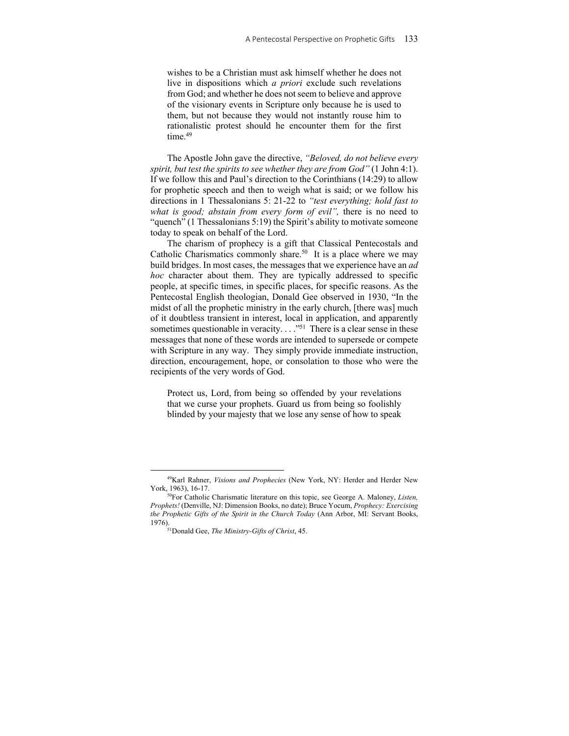> wishes to be a Christian must ask himself whether he does not live in dispositions which *a priori* exclude such revelations from God; and whether he does not seem to believe and approve of the visionary events in Scripture only because he is used to them, but not because they would not instantly rouse him to rationalistic protest should he encounter them for the first time.[49]

The Apostle John gave the directive, *"Beloved, do not believe every spirit, but test the spirits to see whether they are from God"* (1 John 4:1). If we follow this and Paul's direction to the Corinthians (14:29) to allow for prophetic speech and then to weigh what is said; or we follow his directions in 1 Thessalonians 5: 21-22 to *"test everything; hold fast to what is good; abstain from every form of evil",* there is no need to "quench" (1 Thessalonians 5:19) the Spirit's ability to motivate someone today to speak on behalf of the Lord.

The charism of prophecy is a gift that Classical Pentecostals and Catholic Charismatics commonly share.[50] It is a place where we may build bridges. In most cases, the messages that we experience have an *ad hoc* character about them. They are typically addressed to specific people, at specific times, in specific places, for specific reasons. As the Pentecostal English theologian, Donald Gee observed in 1930, "In the midst of all the prophetic ministry in the early church, [there was] much of it doubtless transient in interest, local in application, and apparently sometimes questionable in veracity. . . ."[51] There is a clear sense in these messages that none of these words are intended to supersede or compete with Scripture in any way. They simply provide immediate instruction, direction, encouragement, hope, or consolation to those who were the recipients of the very words of God.

> Protect us, Lord, from being so offended by your revelations that we curse your prophets. Guard us from being so foolishly blinded by your majesty that we lose any sense of how to speak

---

[49] Karl Rahner, *Visions and Prophecies* (New York, NY: Herder and Herder New York, 1963), 16-17.

[50] For Catholic Charismatic literature on this topic, see George A. Maloney, *Listen, Prophets!* (Denville, NJ: Dimension Books, no date); Bruce Yocum, *Prophecy: Exercising the Prophetic Gifts of the Spirit in the Church Today* (Ann Arbor, MI: Servant Books, 1976).

[51] Donald Gee, *The Ministry-Gifts of Christ*, 45.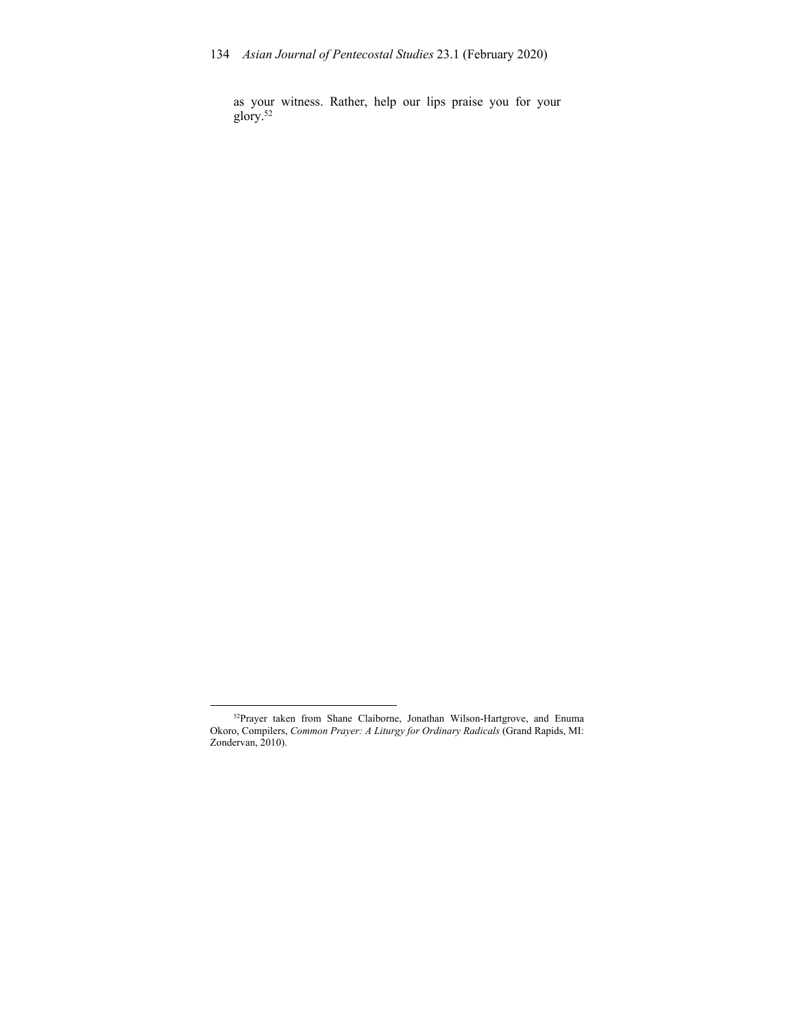as your witness. Rather, help our lips praise you for your glory.[52]

---

[52]Prayer taken from Shane Claiborne, Jonathan Wilson-Hartgrove, and Enuma Okoro, Compilers, *Common Prayer: A Liturgy for Ordinary Radicals* (Grand Rapids, MI: Zondervan, 2010).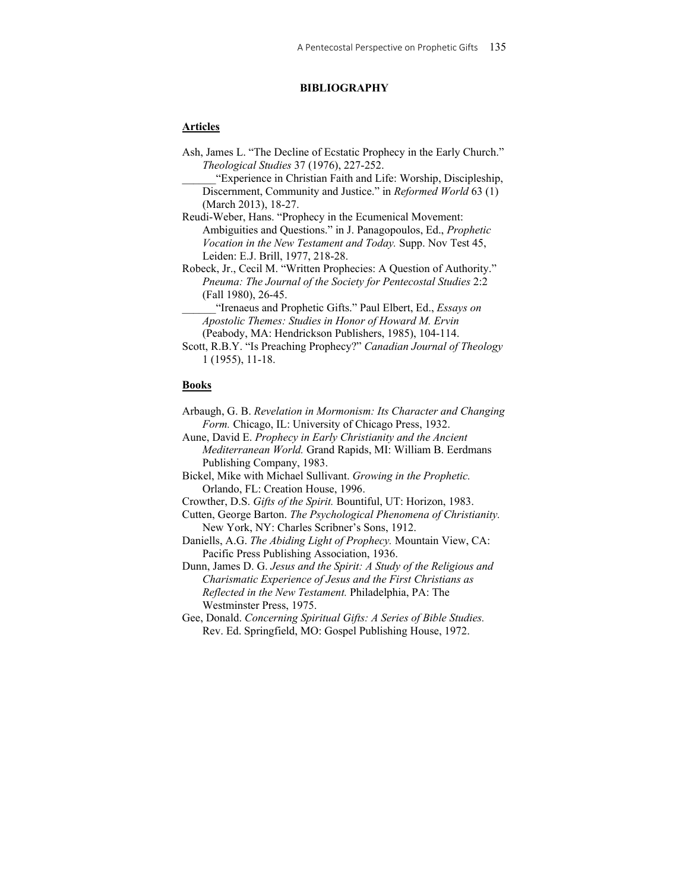## BIBLIOGRAPHY

### Articles

Ash, James L. "The Decline of Ecstatic Prophecy in the Early Church." *Theological Studies* 37 (1976), 227-252.

______"Experience in Christian Faith and Life: Worship, Discipleship, Discernment, Community and Justice." in *Reformed World* 63 (1) (March 2013), 18-27.

Reudi-Weber, Hans. "Prophecy in the Ecumenical Movement: Ambiguities and Questions." in J. Panagopoulos, Ed., *Prophetic Vocation in the New Testament and Today.* Supp. Nov Test 45, Leiden: E.J. Brill, 1977, 218-28.

Robeck, Jr., Cecil M. "Written Prophecies: A Question of Authority." *Pneuma: The Journal of the Society for Pentecostal Studies* 2:2 (Fall 1980), 26-45.

______"Irenaeus and Prophetic Gifts." Paul Elbert, Ed., *Essays on Apostolic Themes: Studies in Honor of Howard M. Ervin* (Peabody, MA: Hendrickson Publishers, 1985), 104-114.

Scott, R.B.Y. "Is Preaching Prophecy?" *Canadian Journal of Theology* 1 (1955), 11-18.

### Books

Arbaugh, G. B. *Revelation in Mormonism: Its Character and Changing Form.* Chicago, IL: University of Chicago Press, 1932.

Aune, David E. *Prophecy in Early Christianity and the Ancient Mediterranean World.* Grand Rapids, MI: William B. Eerdmans Publishing Company, 1983.

Bickel, Mike with Michael Sullivant. *Growing in the Prophetic.* Orlando, FL: Creation House, 1996.

Crowther, D.S. *Gifts of the Spirit.* Bountiful, UT: Horizon, 1983.

Cutten, George Barton. *The Psychological Phenomena of Christianity.* New York, NY: Charles Scribner's Sons, 1912.

Daniells, A.G. *The Abiding Light of Prophecy.* Mountain View, CA: Pacific Press Publishing Association, 1936.

Dunn, James D. G. *Jesus and the Spirit: A Study of the Religious and Charismatic Experience of Jesus and the First Christians as Reflected in the New Testament.* Philadelphia, PA: The Westminster Press, 1975.

Gee, Donald. *Concerning Spiritual Gifts: A Series of Bible Studies.* Rev. Ed. Springfield, MO: Gospel Publishing House, 1972.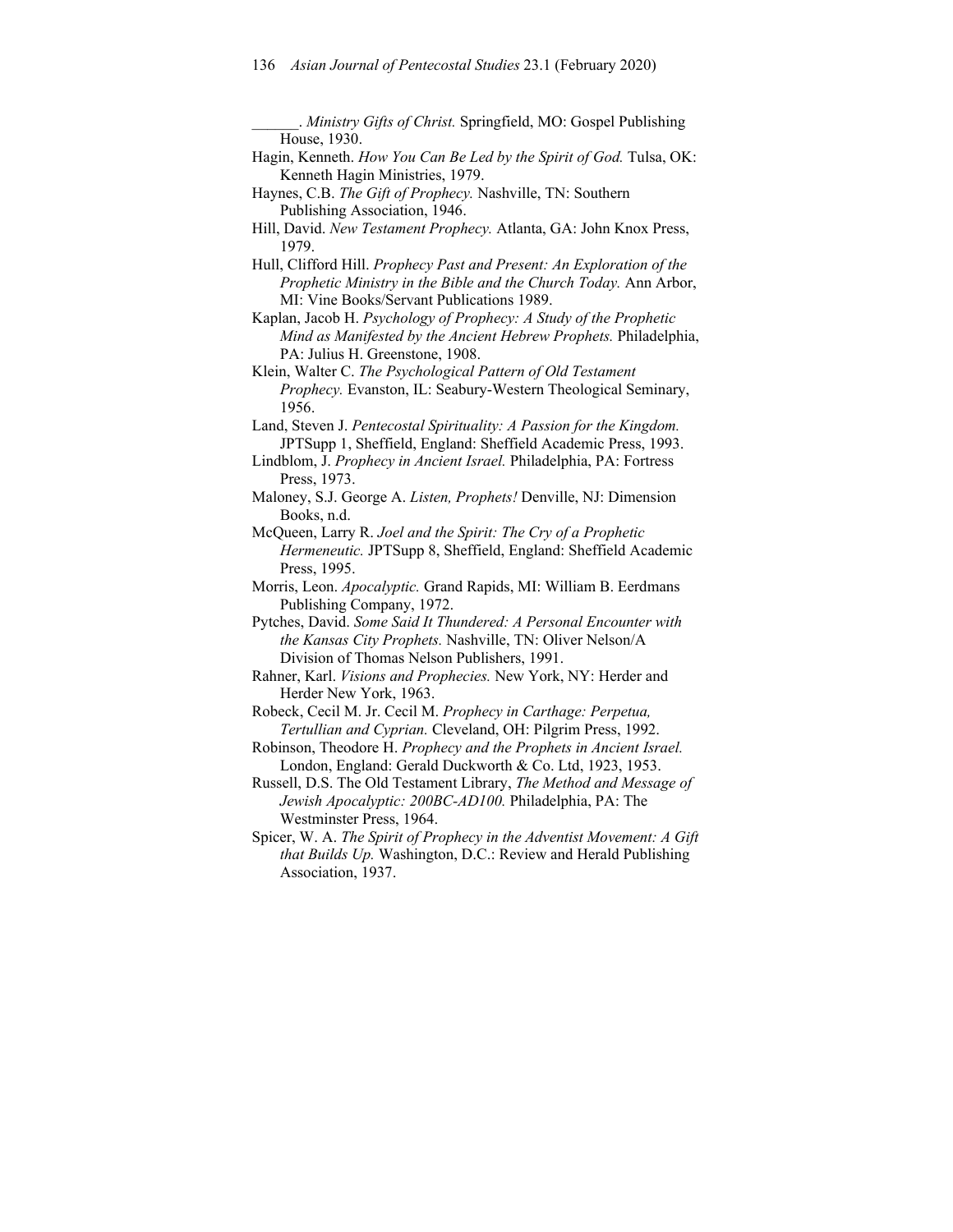______. *Ministry Gifts of Christ.* Springfield, MO: Gospel Publishing House, 1930.

Hagin, Kenneth. *How You Can Be Led by the Spirit of God.* Tulsa, OK: Kenneth Hagin Ministries, 1979.

Haynes, C.B. *The Gift of Prophecy.* Nashville, TN: Southern Publishing Association, 1946.

Hill, David. *New Testament Prophecy.* Atlanta, GA: John Knox Press, 1979.

Hull, Clifford Hill. *Prophecy Past and Present: An Exploration of the Prophetic Ministry in the Bible and the Church Today.* Ann Arbor, MI: Vine Books/Servant Publications 1989.

Kaplan, Jacob H. *Psychology of Prophecy: A Study of the Prophetic Mind as Manifested by the Ancient Hebrew Prophets.* Philadelphia, PA: Julius H. Greenstone, 1908.

Klein, Walter C. *The Psychological Pattern of Old Testament Prophecy.* Evanston, IL: Seabury-Western Theological Seminary, 1956.

Land, Steven J. *Pentecostal Spirituality: A Passion for the Kingdom.* JPTSupp 1, Sheffield, England: Sheffield Academic Press, 1993.

Lindblom, J. *Prophecy in Ancient Israel.* Philadelphia, PA: Fortress Press, 1973.

Maloney, S.J. George A. *Listen, Prophets!* Denville, NJ: Dimension Books, n.d.

McQueen, Larry R. *Joel and the Spirit: The Cry of a Prophetic Hermeneutic.* JPTSupp 8, Sheffield, England: Sheffield Academic Press, 1995.

Morris, Leon. *Apocalyptic.* Grand Rapids, MI: William B. Eerdmans Publishing Company, 1972.

Pytches, David. *Some Said It Thundered: A Personal Encounter with the Kansas City Prophets.* Nashville, TN: Oliver Nelson/A Division of Thomas Nelson Publishers, 1991.

Rahner, Karl. *Visions and Prophecies.* New York, NY: Herder and Herder New York, 1963.

Robeck, Cecil M. Jr. Cecil M. *Prophecy in Carthage: Perpetua, Tertullian and Cyprian.* Cleveland, OH: Pilgrim Press, 1992.

Robinson, Theodore H. *Prophecy and the Prophets in Ancient Israel.* London, England: Gerald Duckworth & Co. Ltd, 1923, 1953.

Russell, D.S. The Old Testament Library, *The Method and Message of Jewish Apocalyptic: 200BC-AD100.* Philadelphia, PA: The Westminster Press, 1964.

Spicer, W. A. *The Spirit of Prophecy in the Adventist Movement: A Gift that Builds Up.* Washington, D.C.: Review and Herald Publishing Association, 1937.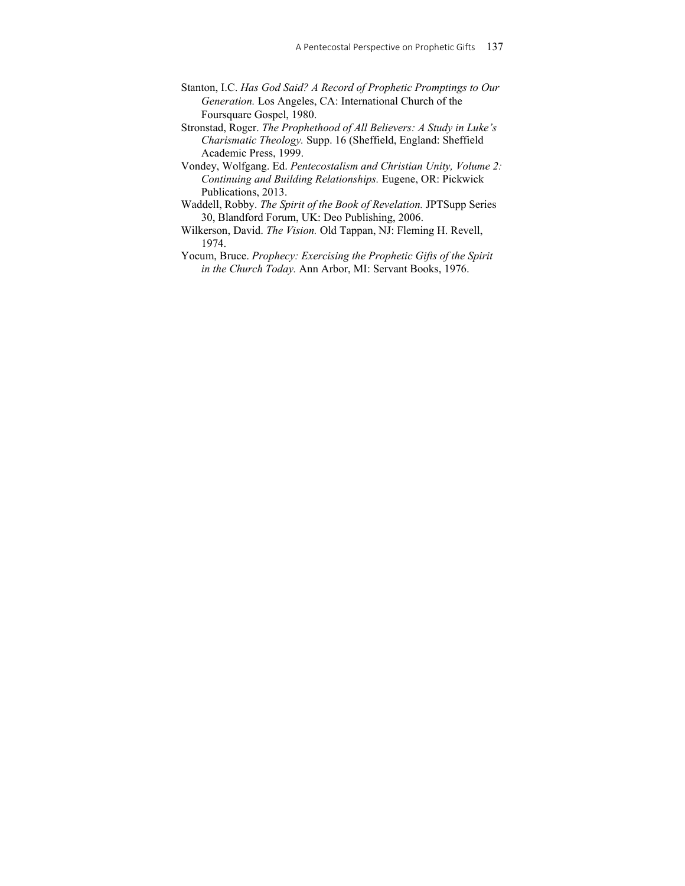Stanton, I.C. *Has God Said? A Record of Prophetic Promptings to Our Generation.* Los Angeles, CA: International Church of the Foursquare Gospel, 1980.

Stronstad, Roger. *The Prophethood of All Believers: A Study in Luke's Charismatic Theology.* Supp. 16 (Sheffield, England: Sheffield Academic Press, 1999.

Vondey, Wolfgang. Ed. *Pentecostalism and Christian Unity, Volume 2: Continuing and Building Relationships.* Eugene, OR: Pickwick Publications, 2013.

Waddell, Robby. *The Spirit of the Book of Revelation.* JPTSupp Series 30, Blandford Forum, UK: Deo Publishing, 2006.

Wilkerson, David. *The Vision.* Old Tappan, NJ: Fleming H. Revell, 1974.

Yocum, Bruce. *Prophecy: Exercising the Prophetic Gifts of the Spirit in the Church Today.* Ann Arbor, MI: Servant Books, 1976.